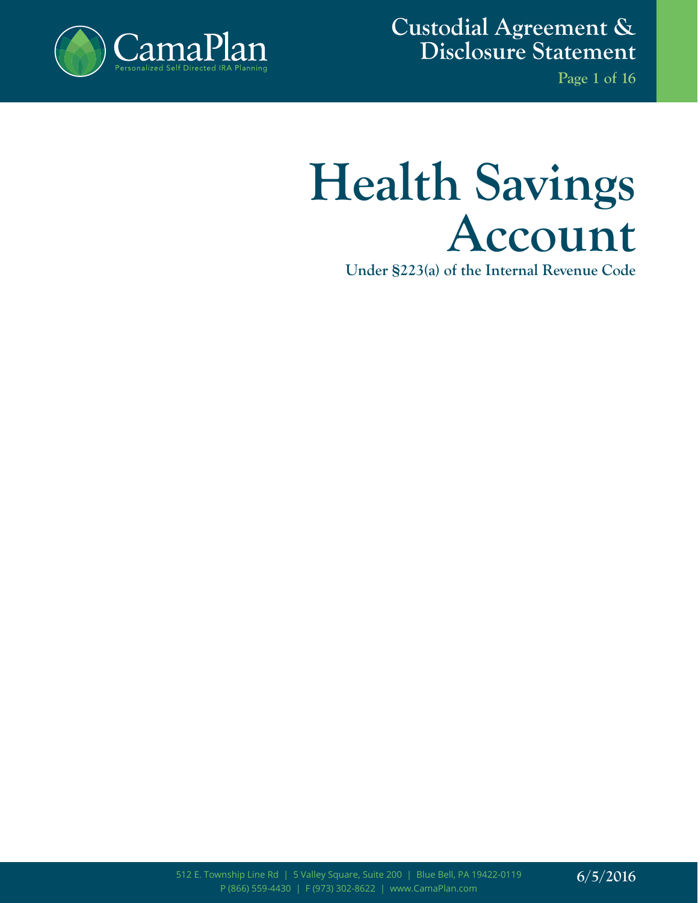# Custodial Agreement & Disclosure Statement

# Health Savings Account

**Under §223(a) of the Internal Revenue Code**

512 E. Township Line Rd | 5 Valley Square, Suite 200 | Blue Bell, PA 19422-0119
P (866) 559-4430 | F (973) 302-8622 | www.CamaPlan.com

6/5/2016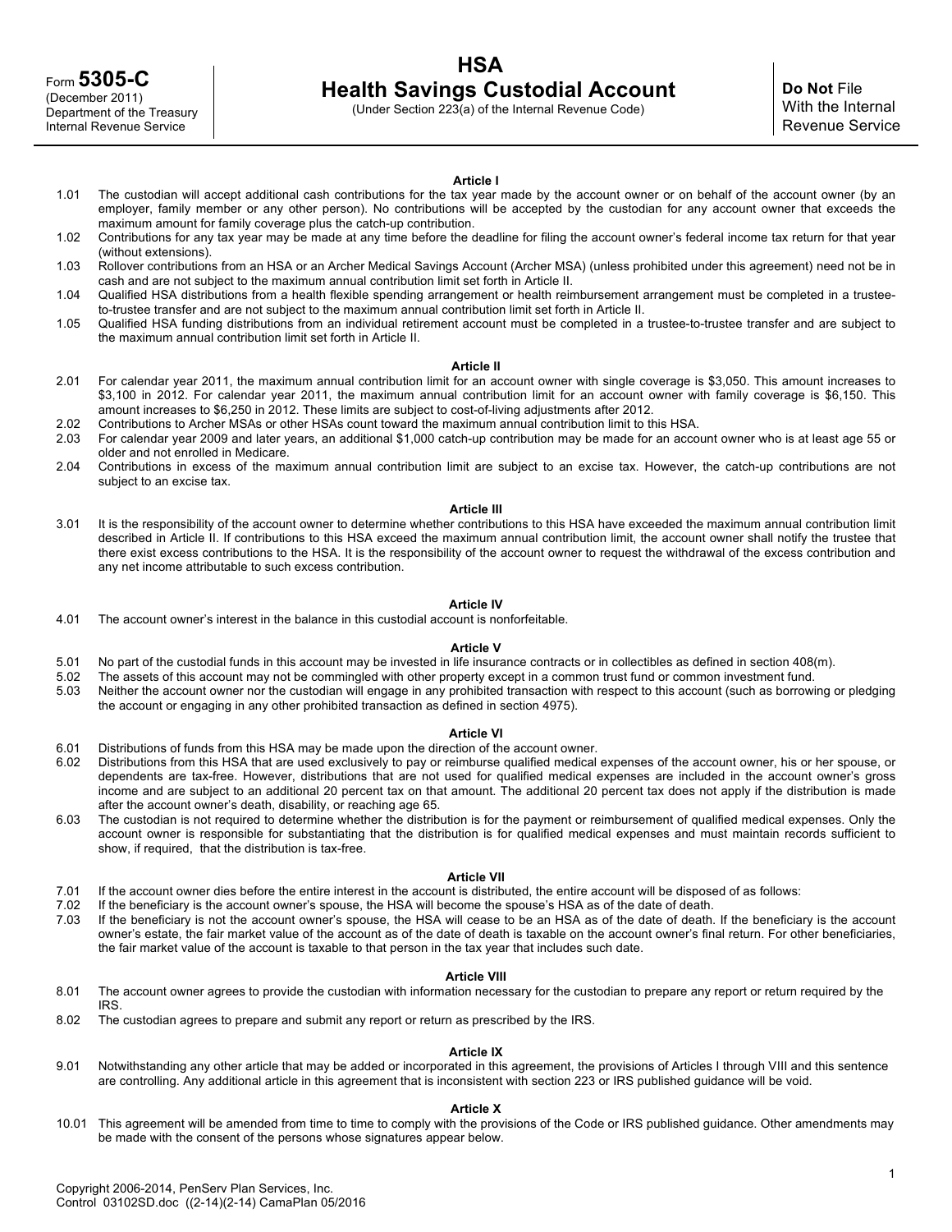Form **5305-C**
(December 2011)
Department of the Treasury
Internal Revenue Service

# HSA
# Health Savings Custodial Account

(Under Section 223(a) of the Internal Revenue Code)

**Do Not** File With the Internal Revenue Service

### Article I

1.01 The custodian will accept additional cash contributions for the tax year made by the account owner or on behalf of the account owner (by an employer, family member or any other person). No contributions will be accepted by the custodian for any account owner that exceeds the maximum amount for family coverage plus the catch-up contribution.

1.02 Contributions for any tax year may be made at any time before the deadline for filing the account owner's federal income tax return for that year (without extensions).

1.03 Rollover contributions from an HSA or an Archer Medical Savings Account (Archer MSA) (unless prohibited under this agreement) need not be in cash and are not subject to the maximum annual contribution limit set forth in Article II.

1.04 Qualified HSA distributions from a health flexible spending arrangement or health reimbursement arrangement must be completed in a trustee-to-trustee transfer and are not subject to the maximum annual contribution limit set forth in Article II.

1.05 Qualified HSA funding distributions from an individual retirement account must be completed in a trustee-to-trustee transfer and are subject to the maximum annual contribution limit set forth in Article II.

### Article II

2.01 For calendar year 2011, the maximum annual contribution limit for an account owner with single coverage is $3,050. This amount increases to $3,100 in 2012. For calendar year 2011, the maximum annual contribution limit for an account owner with family coverage is $6,150. This amount increases to $6,250 in 2012. These limits are subject to cost-of-living adjustments after 2012.

2.02 Contributions to Archer MSAs or other HSAs count toward the maximum annual contribution limit to this HSA.

2.03 For calendar year 2009 and later years, an additional $1,000 catch-up contribution may be made for an account owner who is at least age 55 or older and not enrolled in Medicare.

2.04 Contributions in excess of the maximum annual contribution limit are subject to an excise tax. However, the catch-up contributions are not subject to an excise tax.

### Article III

3.01 It is the responsibility of the account owner to determine whether contributions to this HSA have exceeded the maximum annual contribution limit described in Article II. If contributions to this HSA exceed the maximum annual contribution limit, the account owner shall notify the trustee that there exist excess contributions to the HSA. It is the responsibility of the account owner to request the withdrawal of the excess contribution and any net income attributable to such excess contribution.

### Article IV

4.01 The account owner's interest in the balance in this custodial account is nonforfeitable.

### Article V

5.01 No part of the custodial funds in this account may be invested in life insurance contracts or in collectibles as defined in section 408(m).

5.02 The assets of this account may not be commingled with other property except in a common trust fund or common investment fund.

5.03 Neither the account owner nor the custodian will engage in any prohibited transaction with respect to this account (such as borrowing or pledging the account or engaging in any other prohibited transaction as defined in section 4975).

### Article VI

6.01 Distributions of funds from this HSA may be made upon the direction of the account owner.

6.02 Distributions from this HSA that are used exclusively to pay or reimburse qualified medical expenses of the account owner, his or her spouse, or dependents are tax-free. However, distributions that are not used for qualified medical expenses are included in the account owner's gross income and are subject to an additional 20 percent tax on that amount. The additional 20 percent tax does not apply if the distribution is made after the account owner's death, disability, or reaching age 65.

6.03 The custodian is not required to determine whether the distribution is for the payment or reimbursement of qualified medical expenses. Only the account owner is responsible for substantiating that the distribution is for qualified medical expenses and must maintain records sufficient to show, if required, that the distribution is tax-free.

### Article VII

7.01 If the account owner dies before the entire interest in the account is distributed, the entire account will be disposed of as follows:

7.02 If the beneficiary is the account owner's spouse, the HSA will become the spouse's HSA as of the date of death.

7.03 If the beneficiary is not the account owner's spouse, the HSA will cease to be an HSA as of the date of death. If the beneficiary is the account owner's estate, the fair market value of the account as of the date of death is taxable on the account owner's final return. For other beneficiaries, the fair market value of the account is taxable to that person in the tax year that includes such date.

### Article VIII

8.01 The account owner agrees to provide the custodian with information necessary for the custodian to prepare any report or return required by the IRS.

8.02 The custodian agrees to prepare and submit any report or return as prescribed by the IRS.

### Article IX

9.01 Notwithstanding any other article that may be added or incorporated in this agreement, the provisions of Articles I through VIII and this sentence are controlling. Any additional article in this agreement that is inconsistent with section 223 or IRS published guidance will be void.

### Article X

10.01 This agreement will be amended from time to time to comply with the provisions of the Code or IRS published guidance. Other amendments may be made with the consent of the persons whose signatures appear below.

Copyright 2006-2014, PenServ Plan Services, Inc.
Control 03102SD.doc ((2-14)(2-14) CamaPlan 05/2016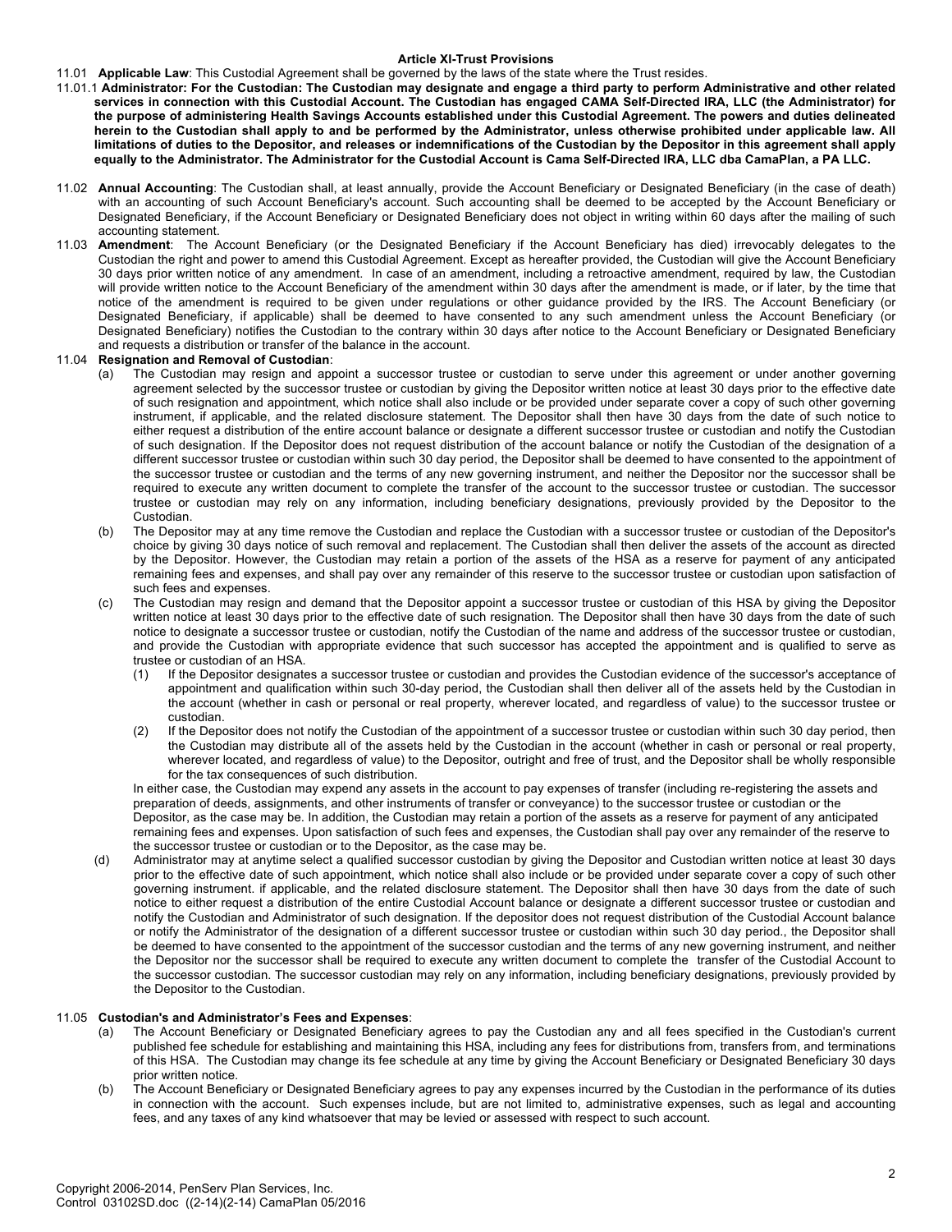### Article XI-Trust Provisions

11.01 **Applicable Law**: This Custodial Agreement shall be governed by the laws of the state where the Trust resides.

11.01.1 **Administrator: For the Custodian: The Custodian may designate and engage a third party to perform Administrative and other related services in connection with this Custodial Account. The Custodian has engaged CAMA Self-Directed IRA, LLC (the Administrator) for the purpose of administering Health Savings Accounts established under this Custodial Agreement. The powers and duties delineated herein to the Custodian shall apply to and be performed by the Administrator, unless otherwise prohibited under applicable law. All limitations of duties to the Depositor, and releases or indemnifications of the Custodian by the Depositor in this agreement shall apply equally to the Administrator. The Administrator for the Custodial Account is Cama Self-Directed IRA, LLC dba CamaPlan, a PA LLC.**

11.02 **Annual Accounting**: The Custodian shall, at least annually, provide the Account Beneficiary or Designated Beneficiary (in the case of death) with an accounting of such Account Beneficiary's account. Such accounting shall be deemed to be accepted by the Account Beneficiary or Designated Beneficiary, if the Account Beneficiary or Designated Beneficiary does not object in writing within 60 days after the mailing of such accounting statement.

11.03 **Amendment**: The Account Beneficiary (or the Designated Beneficiary if the Account Beneficiary has died) irrevocably delegates to the Custodian the right and power to amend this Custodial Agreement. Except as hereafter provided, the Custodian will give the Account Beneficiary 30 days prior written notice of any amendment. In case of an amendment, including a retroactive amendment, required by law, the Custodian will provide written notice to the Account Beneficiary of the amendment within 30 days after the amendment is made, or if later, by the time that notice of the amendment is required to be given under regulations or other guidance provided by the IRS. The Account Beneficiary (or Designated Beneficiary, if applicable) shall be deemed to have consented to any such amendment unless the Account Beneficiary (or Designated Beneficiary) notifies the Custodian to the contrary within 30 days after notice to the Account Beneficiary or Designated Beneficiary and requests a distribution or transfer of the balance in the account.

11.04 **Resignation and Removal of Custodian**:

(a) The Custodian may resign and appoint a successor trustee or custodian to serve under this agreement or under another governing agreement selected by the successor trustee or custodian by giving the Depositor written notice at least 30 days prior to the effective date of such resignation and appointment, which notice shall also include or be provided under separate cover a copy of such other governing instrument, if applicable, and the related disclosure statement. The Depositor shall then have 30 days from the date of such notice to either request a distribution of the entire account balance or designate a different successor trustee or custodian and notify the Custodian of such designation. If the Depositor does not request distribution of the account balance or notify the Custodian of the designation of a different successor trustee or custodian within such 30 day period, the Depositor shall be deemed to have consented to the appointment of the successor trustee or custodian and the terms of any new governing instrument, and neither the Depositor nor the successor shall be required to execute any written document to complete the transfer of the account to the successor trustee or custodian. The successor trustee or custodian may rely on any information, including beneficiary designations, previously provided by the Depositor to the Custodian.

(b) The Depositor may at any time remove the Custodian and replace the Custodian with a successor trustee or custodian of the Depositor's choice by giving 30 days notice of such removal and replacement. The Custodian shall then deliver the assets of the account as directed by the Depositor. However, the Custodian may retain a portion of the assets of the HSA as a reserve for payment of any anticipated remaining fees and expenses, and shall pay over any remainder of this reserve to the successor trustee or custodian upon satisfaction of such fees and expenses.

(c) The Custodian may resign and demand that the Depositor appoint a successor trustee or custodian of this HSA by giving the Depositor written notice at least 30 days prior to the effective date of such resignation. The Depositor shall then have 30 days from the date of such notice to designate a successor trustee or custodian, notify the Custodian of the name and address of the successor trustee or custodian, and provide the Custodian with appropriate evidence that such successor has accepted the appointment and is qualified to serve as trustee or custodian of an HSA.

(1) If the Depositor designates a successor trustee or custodian and provides the Custodian evidence of the successor's acceptance of appointment and qualification within such 30-day period, the Custodian shall then deliver all of the assets held by the Custodian in the account (whether in cash or personal or real property, wherever located, and regardless of value) to the successor trustee or custodian.

(2) If the Depositor does not notify the Custodian of the appointment of a successor trustee or custodian within such 30 day period, then the Custodian may distribute all of the assets held by the Custodian in the account (whether in cash or personal or real property, wherever located, and regardless of value) to the Depositor, outright and free of trust, and the Depositor shall be wholly responsible for the tax consequences of such distribution.

In either case, the Custodian may expend any assets in the account to pay expenses of transfer (including re-registering the assets and preparation of deeds, assignments, and other instruments of transfer or conveyance) to the successor trustee or custodian or the Depositor, as the case may be. In addition, the Custodian may retain a portion of the assets as a reserve for payment of any anticipated remaining fees and expenses. Upon satisfaction of such fees and expenses, the Custodian shall pay over any remainder of the reserve to the successor trustee or custodian or to the Depositor, as the case may be.

(d) Administrator may at anytime select a qualified successor custodian by giving the Depositor and Custodian written notice at least 30 days prior to the effective date of such appointment, which notice shall also include or be provided under separate cover a copy of such other governing instrument. if applicable, and the related disclosure statement. The Depositor shall then have 30 days from the date of such notice to either request a distribution of the entire Custodial Account balance or designate a different successor trustee or custodian and notify the Custodian and Administrator of such designation. If the depositor does not request distribution of the Custodial Account balance or notify the Administrator of the designation of a different successor trustee or custodian within such 30 day period., the Depositor shall be deemed to have consented to the appointment of the successor custodian and the terms of any new governing instrument, and neither the Depositor nor the successor shall be required to execute any written document to complete the transfer of the Custodial Account to the successor custodian. The successor custodian may rely on any information, including beneficiary designations, previously provided by the Depositor to the Custodian.

11.05 **Custodian's and Administrator's Fees and Expenses**:

(a) The Account Beneficiary or Designated Beneficiary agrees to pay the Custodian any and all fees specified in the Custodian's current published fee schedule for establishing and maintaining this HSA, including any fees for distributions from, transfers from, and terminations of this HSA. The Custodian may change its fee schedule at any time by giving the Account Beneficiary or Designated Beneficiary 30 days prior written notice.

(b) The Account Beneficiary or Designated Beneficiary agrees to pay any expenses incurred by the Custodian in the performance of its duties in connection with the account. Such expenses include, but are not limited to, administrative expenses, such as legal and accounting fees, and any taxes of any kind whatsoever that may be levied or assessed with respect to such account.

Copyright 2006-2014, PenServ Plan Services, Inc.
Control 03102SD.doc ((2-14)(2-14) CamaPlan 05/2016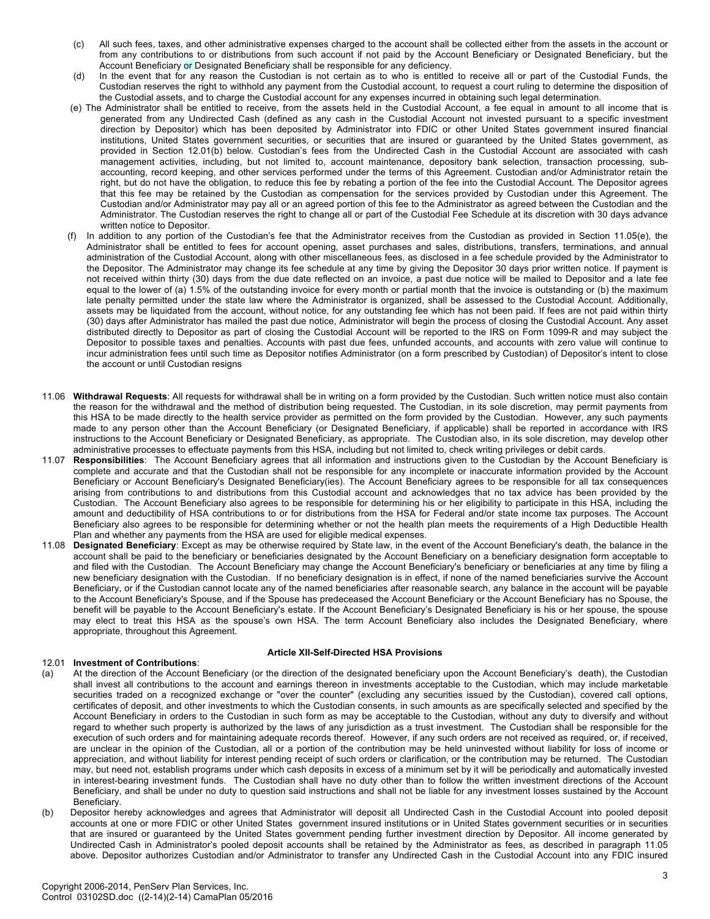(c) All such fees, taxes, and other administrative expenses charged to the account shall be collected either from the assets in the account or from any contributions to or distributions from such account if not paid by the Account Beneficiary or Designated Beneficiary, but the Account Beneficiary or Designated Beneficiary shall be responsible for any deficiency.

(d) In the event that for any reason the Custodian is not certain as to who is entitled to receive all or part of the Custodial Funds, the Custodian reserves the right to withhold any payment from the Custodial account, to request a court ruling to determine the disposition of the Custodial assets, and to charge the Custodial account for any expenses incurred in obtaining such legal determination.

(e) The Administrator shall be entitled to receive, from the assets held in the Custodial Account, a fee equal in amount to all income that is generated from any Undirected Cash (defined as any cash in the Custodial Account not invested pursuant to a specific investment direction by Depositor) which has been deposited by Administrator into FDIC or other United States government insured financial institutions, United States government securities, or securities that are insured or guaranteed by the United States government, as provided in Section 12.01(b) below. Custodian's fees from the Undirected Cash in the Custodial Account are associated with cash management activities, including, but not limited to, account maintenance, depository bank selection, transaction processing, sub-accounting, record keeping, and other services performed under the terms of this Agreement. Custodian and/or Administrator retain the right, but do not have the obligation, to reduce this fee by rebating a portion of the fee into the Custodial Account. The Depositor agrees that this fee may be retained by the Custodian as compensation for the services provided by Custodian under this Agreement. The Custodian and/or Administrator may pay all or an agreed portion of this fee to the Administrator as agreed between the Custodian and the Administrator. The Custodian reserves the right to change all or part of the Custodial Fee Schedule at its discretion with 30 days advance written notice to Depositor.

(f) In addition to any portion of the Custodian's fee that the Administrator receives from the Custodian as provided in Section 11.05(e), the Administrator shall be entitled to fees for account opening, asset purchases and sales, distributions, transfers, terminations, and annual administration of the Custodial Account, along with other miscellaneous fees, as disclosed in a fee schedule provided by the Administrator to the Depositor. The Administrator may change its fee schedule at any time by giving the Depositor 30 days prior written notice. If payment is not received within thirty (30) days from the due date reflected on an invoice, a past due notice will be mailed to Depositor and a late fee equal to the lower of (a) 1.5% of the outstanding invoice for every month or partial month that the invoice is outstanding or (b) the maximum late penalty permitted under the state law where the Administrator is organized, shall be assessed to the Custodial Account. Additionally, assets may be liquidated from the account, without notice, for any outstanding fee which has not been paid. If fees are not paid within thirty (30) days after Administrator has mailed the past due notice, Administrator will begin the process of closing the Custodial Account. Any asset distributed directly to Depositor as part of closing the Custodial Account will be reported to the IRS on Form 1099-R and may subject the Depositor to possible taxes and penalties. Accounts with past due fees, unfunded accounts, and accounts with zero value will continue to incur administration fees until such time as Depositor notifies Administrator (on a form prescribed by Custodian) of Depositor's intent to close the account or until Custodian resigns

11.06 **Withdrawal Requests**: All requests for withdrawal shall be in writing on a form provided by the Custodian. Such written notice must also contain the reason for the withdrawal and the method of distribution being requested. The Custodian, in its sole discretion, may permit payments from this HSA to be made directly to the health service provider as permitted on the form provided by the Custodian. However, any such payments made to any person other than the Account Beneficiary (or Designated Beneficiary, if applicable) shall be reported in accordance with IRS instructions to the Account Beneficiary or Designated Beneficiary, as appropriate. The Custodian also, in its sole discretion, may develop other administrative processes to effectuate payments from this HSA, including but not limited to, check writing privileges or debit cards.

11.07 **Responsibilities**: The Account Beneficiary agrees that all information and instructions given to the Custodian by the Account Beneficiary is complete and accurate and that the Custodian shall not be responsible for any incomplete or inaccurate information provided by the Account Beneficiary or Account Beneficiary's Designated Beneficiary(ies). The Account Beneficiary agrees to be responsible for all tax consequences arising from contributions to and distributions from this Custodial account and acknowledges that no tax advice has been provided by the Custodian. The Account Beneficiary also agrees to be responsible for determining his or her eligibility to participate in this HSA, including the amount and deductibility of HSA contributions to or for distributions from the HSA for Federal and/or state income tax purposes. The Account Beneficiary also agrees to be responsible for determining whether or not the health plan meets the requirements of a High Deductible Health Plan and whether any payments from the HSA are used for eligible medical expenses.

11.08 **Designated Beneficiary**: Except as may be otherwise required by State law, in the event of the Account Beneficiary's death, the balance in the account shall be paid to the beneficiary or beneficiaries designated by the Account Beneficiary on a beneficiary designation form acceptable to and filed with the Custodian. The Account Beneficiary may change the Account Beneficiary's beneficiary or beneficiaries at any time by filing a new beneficiary designation with the Custodian. If no beneficiary designation is in effect, if none of the named beneficiaries survive the Account Beneficiary, or if the Custodian cannot locate any of the named beneficiaries after reasonable search, any balance in the account will be payable to the Account Beneficiary's Spouse, and if the Spouse has predeceased the Account Beneficiary or the Account Beneficiary has no Spouse, the benefit will be payable to the Account Beneficiary's estate. If the Account Beneficiary's Designated Beneficiary is his or her spouse, the spouse may elect to treat this HSA as the spouse's own HSA. The term Account Beneficiary also includes the Designated Beneficiary, where appropriate, throughout this Agreement.

## Article XII-Self-Directed HSA Provisions

12.01 **Investment of Contributions**:

(a) At the direction of the Account Beneficiary (or the direction of the designated beneficiary upon the Account Beneficiary's death), the Custodian shall invest all contributions to the account and earnings thereon in investments acceptable to the Custodian, which may include marketable securities traded on a recognized exchange or "over the counter" (excluding any securities issued by the Custodian), covered call options, certificates of deposit, and other investments to which the Custodian consents, in such amounts as are specifically selected and specified by the Account Beneficiary in orders to the Custodian in such form as may be acceptable to the Custodian, without any duty to diversify and without regard to whether such property is authorized by the laws of any jurisdiction as a trust investment. The Custodian shall be responsible for the execution of such orders and for maintaining adequate records thereof. However, if any such orders are not received as required, or, if received, are unclear in the opinion of the Custodian, all or a portion of the contribution may be held uninvested without liability for loss of income or appreciation, and without liability for interest pending receipt of such orders or clarification, or the contribution may be returned. The Custodian may, but need not, establish programs under which cash deposits in excess of a minimum set by it will be periodically and automatically invested in interest-bearing investment funds. The Custodian shall have no duty other than to follow the written investment directions of the Account Beneficiary, and shall be under no duty to question said instructions and shall not be liable for any investment losses sustained by the Account Beneficiary.

(b) Depositor hereby acknowledges and agrees that Administrator will deposit all Undirected Cash in the Custodial Account into pooled deposit accounts at one or more FDIC or other United States government insured institutions or in United States government securities or in securities that are insured or guaranteed by the United States government pending further investment direction by Depositor. All income generated by Undirected Cash in Administrator's pooled deposit accounts shall be retained by the Administrator as fees, as described in paragraph 11.05 above. Depositor authorizes Custodian and/or Administrator to transfer any Undirected Cash in the Custodial Account into any FDIC insured

Copyright 2006-2014, PenServ Plan Services, Inc.
Control 03102SD.doc ((2-14)(2-14) CamaPlan 05/2016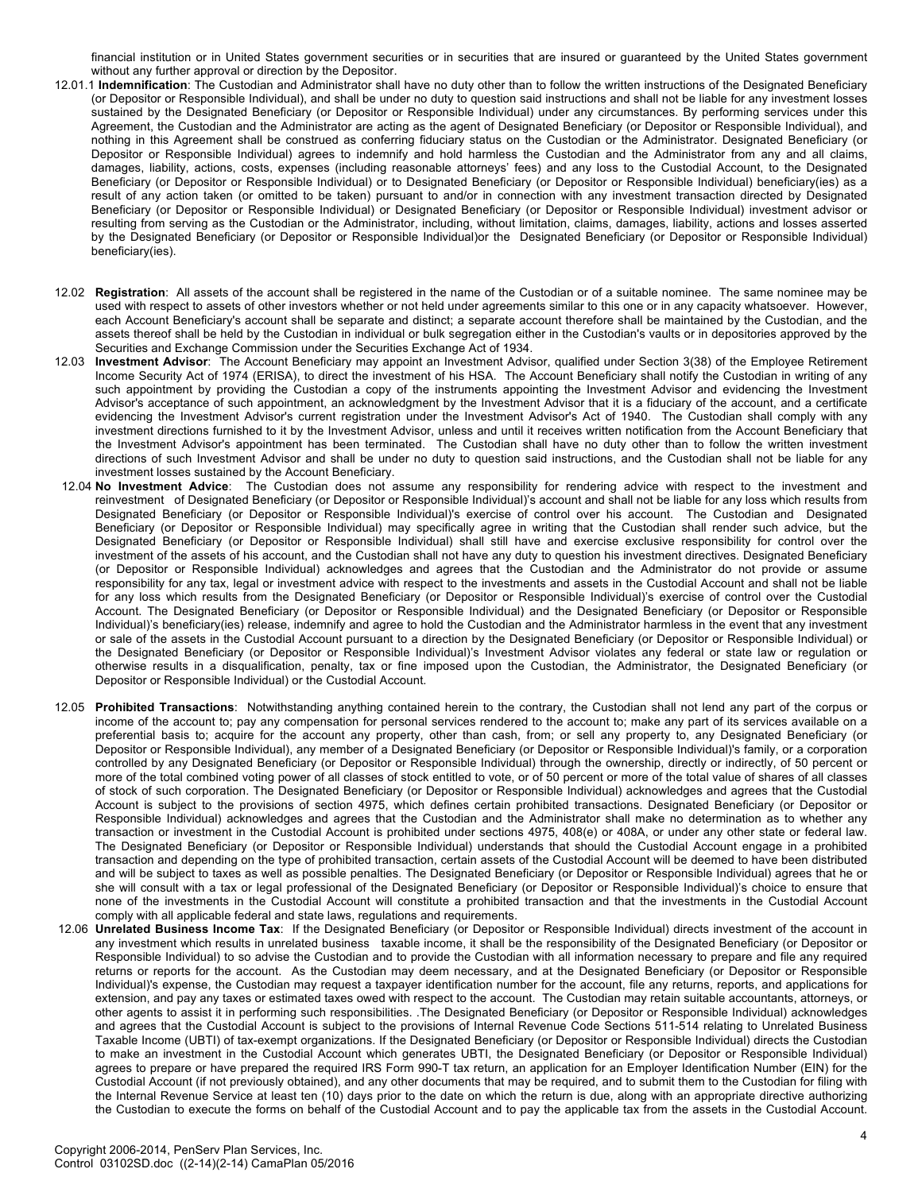financial institution or in United States government securities or in securities that are insured or guaranteed by the United States government without any further approval or direction by the Depositor.

12.01.1 **Indemnification**: The Custodian and Administrator shall have no duty other than to follow the written instructions of the Designated Beneficiary (or Depositor or Responsible Individual), and shall be under no duty to question said instructions and shall not be liable for any investment losses sustained by the Designated Beneficiary (or Depositor or Responsible Individual) under any circumstances. By performing services under this Agreement, the Custodian and the Administrator are acting as the agent of Designated Beneficiary (or Depositor or Responsible Individual), and nothing in this Agreement shall be construed as conferring fiduciary status on the Custodian or the Administrator. Designated Beneficiary (or Depositor or Responsible Individual) agrees to indemnify and hold harmless the Custodian and the Administrator from any and all claims, damages, liability, actions, costs, expenses (including reasonable attorneys' fees) and any loss to the Custodial Account, to the Designated Beneficiary (or Depositor or Responsible Individual) or to Designated Beneficiary (or Depositor or Responsible Individual) beneficiary(ies) as a result of any action taken (or omitted to be taken) pursuant to and/or in connection with any investment transaction directed by Designated Beneficiary (or Depositor or Responsible Individual) or Designated Beneficiary (or Depositor or Responsible Individual) investment advisor or resulting from serving as the Custodian or the Administrator, including, without limitation, claims, damages, liability, actions and losses asserted by the Designated Beneficiary (or Depositor or Responsible Individual)or the Designated Beneficiary (or Depositor or Responsible Individual) beneficiary(ies).

12.02 **Registration**: All assets of the account shall be registered in the name of the Custodian or of a suitable nominee. The same nominee may be used with respect to assets of other investors whether or not held under agreements similar to this one or in any capacity whatsoever. However, each Account Beneficiary's account shall be separate and distinct; a separate account therefore shall be maintained by the Custodian, and the assets thereof shall be held by the Custodian in individual or bulk segregation either in the Custodian's vaults or in depositories approved by the Securities and Exchange Commission under the Securities Exchange Act of 1934.

12.03 **Investment Advisor**: The Account Beneficiary may appoint an Investment Advisor, qualified under Section 3(38) of the Employee Retirement Income Security Act of 1974 (ERISA), to direct the investment of his HSA. The Account Beneficiary shall notify the Custodian in writing of any such appointment by providing the Custodian a copy of the instruments appointing the Investment Advisor and evidencing the Investment Advisor's acceptance of such appointment, an acknowledgment by the Investment Advisor that it is a fiduciary of the account, and a certificate evidencing the Investment Advisor's current registration under the Investment Advisor's Act of 1940. The Custodian shall comply with any investment directions furnished to it by the Investment Advisor, unless and until it receives written notification from the Account Beneficiary that the Investment Advisor's appointment has been terminated. The Custodian shall have no duty other than to follow the written investment directions of such Investment Advisor and shall be under no duty to question said instructions, and the Custodian shall not be liable for any investment losses sustained by the Account Beneficiary.

12.04 **No Investment Advice**: The Custodian does not assume any responsibility for rendering advice with respect to the investment and reinvestment of Designated Beneficiary (or Depositor or Responsible Individual)'s account and shall not be liable for any loss which results from Designated Beneficiary (or Depositor or Responsible Individual)'s exercise of control over his account. The Custodian and Designated Beneficiary (or Depositor or Responsible Individual) may specifically agree in writing that the Custodian shall render such advice, but the Designated Beneficiary (or Depositor or Responsible Individual) shall still have and exercise exclusive responsibility for control over the investment of the assets of his account, and the Custodian shall not have any duty to question his investment directives. Designated Beneficiary (or Depositor or Responsible Individual) acknowledges and agrees that the Custodian and the Administrator do not provide or assume responsibility for any tax, legal or investment advice with respect to the investments and assets in the Custodial Account and shall not be liable for any loss which results from the Designated Beneficiary (or Depositor or Responsible Individual)'s exercise of control over the Custodial Account. The Designated Beneficiary (or Depositor or Responsible Individual) and the Designated Beneficiary (or Depositor or Responsible Individual)'s beneficiary(ies) release, indemnify and agree to hold the Custodian and the Administrator harmless in the event that any investment or sale of the assets in the Custodial Account pursuant to a direction by the Designated Beneficiary (or Depositor or Responsible Individual) or the Designated Beneficiary (or Depositor or Responsible Individual)'s Investment Advisor violates any federal or state law or regulation or otherwise results in a disqualification, penalty, tax or fine imposed upon the Custodian, the Administrator, the Designated Beneficiary (or Depositor or Responsible Individual) or the Custodial Account.

12.05 **Prohibited Transactions**: Notwithstanding anything contained herein to the contrary, the Custodian shall not lend any part of the corpus or income of the account to; pay any compensation for personal services rendered to the account to; make any part of its services available on a preferential basis to; acquire for the account any property, other than cash, from; or sell any property to, any Designated Beneficiary (or Depositor or Responsible Individual), any member of a Designated Beneficiary (or Depositor or Responsible Individual)'s family, or a corporation controlled by any Designated Beneficiary (or Depositor or Responsible Individual) through the ownership, directly or indirectly, of 50 percent or more of the total combined voting power of all classes of stock entitled to vote, or of 50 percent or more of the total value of shares of all classes of stock of such corporation. The Designated Beneficiary (or Depositor or Responsible Individual) acknowledges and agrees that the Custodial Account is subject to the provisions of section 4975, which defines certain prohibited transactions. Designated Beneficiary (or Depositor or Responsible Individual) acknowledges and agrees that the Custodian and the Administrator shall make no determination as to whether any transaction or investment in the Custodial Account is prohibited under sections 4975, 408(e) or 408A, or under any other state or federal law. The Designated Beneficiary (or Depositor or Responsible Individual) understands that should the Custodial Account engage in a prohibited transaction and depending on the type of prohibited transaction, certain assets of the Custodial Account will be deemed to have been distributed and will be subject to taxes as well as possible penalties. The Designated Beneficiary (or Depositor or Responsible Individual) agrees that he or she will consult with a tax or legal professional of the Designated Beneficiary (or Depositor or Responsible Individual)'s choice to ensure that none of the investments in the Custodial Account will constitute a prohibited transaction and that the investments in the Custodial Account comply with all applicable federal and state laws, regulations and requirements.

12.06 **Unrelated Business Income Tax**: If the Designated Beneficiary (or Depositor or Responsible Individual) directs investment of the account in any investment which results in unrelated business taxable income, it shall be the responsibility of the Designated Beneficiary (or Depositor or Responsible Individual) to so advise the Custodian and to provide the Custodian with all information necessary to prepare and file any required returns or reports for the account. As the Custodian may deem necessary, and at the Designated Beneficiary (or Depositor or Responsible Individual)'s expense, the Custodian may request a taxpayer identification number for the account, file any returns, reports, and applications for extension, and pay any taxes or estimated taxes owed with respect to the account. The Custodian may retain suitable accountants, attorneys, or other agents to assist it in performing such responsibilities. .The Designated Beneficiary (or Depositor or Responsible Individual) acknowledges and agrees that the Custodial Account is subject to the provisions of Internal Revenue Code Sections 511-514 relating to Unrelated Business Taxable Income (UBTI) of tax-exempt organizations. If the Designated Beneficiary (or Depositor or Responsible Individual) directs the Custodian to make an investment in the Custodial Account which generates UBTI, the Designated Beneficiary (or Depositor or Responsible Individual) agrees to prepare or have prepared the required IRS Form 990-T tax return, an application for an Employer Identification Number (EIN) for the Custodial Account (if not previously obtained), and any other documents that may be required, and to submit them to the Custodian for filing with the Internal Revenue Service at least ten (10) days prior to the date on which the return is due, along with an appropriate directive authorizing the Custodian to execute the forms on behalf of the Custodial Account and to pay the applicable tax from the assets in the Custodial Account.

Copyright 2006-2014, PenServ Plan Services, Inc.
Control 03102SD.doc ((2-14)(2-14) CamaPlan 05/2016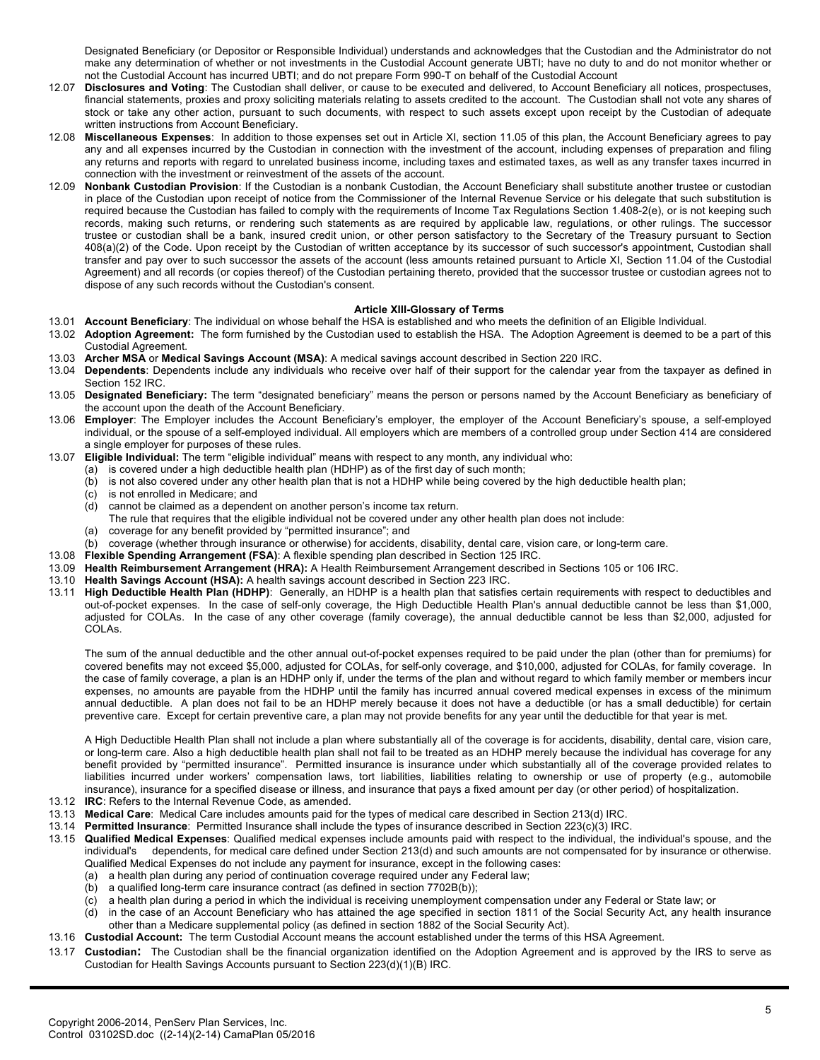Designated Beneficiary (or Depositor or Responsible Individual) understands and acknowledges that the Custodian and the Administrator do not make any determination of whether or not investments in the Custodial Account generate UBTI; have no duty to and do not monitor whether or not the Custodial Account has incurred UBTI; and do not prepare Form 990-T on behalf of the Custodial Account

12.07 **Disclosures and Voting**: The Custodian shall deliver, or cause to be executed and delivered, to Account Beneficiary all notices, prospectuses, financial statements, proxies and proxy soliciting materials relating to assets credited to the account. The Custodian shall not vote any shares of stock or take any other action, pursuant to such documents, with respect to such assets except upon receipt by the Custodian of adequate written instructions from Account Beneficiary.

12.08 **Miscellaneous Expenses**: In addition to those expenses set out in Article XI, section 11.05 of this plan, the Account Beneficiary agrees to pay any and all expenses incurred by the Custodian in connection with the investment of the account, including expenses of preparation and filing any returns and reports with regard to unrelated business income, including taxes and estimated taxes, as well as any transfer taxes incurred in connection with the investment or reinvestment of the assets of the account.

12.09 **Nonbank Custodian Provision**: If the Custodian is a nonbank Custodian, the Account Beneficiary shall substitute another trustee or custodian in place of the Custodian upon receipt of notice from the Commissioner of the Internal Revenue Service or his delegate that such substitution is required because the Custodian has failed to comply with the requirements of Income Tax Regulations Section 1.408-2(e), or is not keeping such records, making such returns, or rendering such statements as are required by applicable law, regulations, or other rulings. The successor trustee or custodian shall be a bank, insured credit union, or other person satisfactory to the Secretary of the Treasury pursuant to Section 408(a)(2) of the Code. Upon receipt by the Custodian of written acceptance by its successor of such successor's appointment, Custodian shall transfer and pay over to such successor the assets of the account (less amounts retained pursuant to Article XI, Section 11.04 of the Custodial Agreement) and all records (or copies thereof) of the Custodian pertaining thereto, provided that the successor trustee or custodian agrees not to dispose of any such records without the Custodian's consent.

### Article XIII-Glossary of Terms

13.01 **Account Beneficiary**: The individual on whose behalf the HSA is established and who meets the definition of an Eligible Individual.

13.02 **Adoption Agreement:** The form furnished by the Custodian used to establish the HSA. The Adoption Agreement is deemed to be a part of this Custodial Agreement.

13.03 **Archer MSA** or **Medical Savings Account (MSA)**: A medical savings account described in Section 220 IRC.

13.04 **Dependents**: Dependents include any individuals who receive over half of their support for the calendar year from the taxpayer as defined in Section 152 IRC.

13.05 **Designated Beneficiary:** The term "designated beneficiary" means the person or persons named by the Account Beneficiary as beneficiary of the account upon the death of the Account Beneficiary.

13.06 **Employer**: The Employer includes the Account Beneficiary's employer, the employer of the Account Beneficiary's spouse, a self-employed individual, or the spouse of a self-employed individual. All employers which are members of a controlled group under Section 414 are considered a single employer for purposes of these rules.

13.07 **Eligible Individual:** The term "eligible individual" means with respect to any month, any individual who:
(a) is covered under a high deductible health plan (HDHP) as of the first day of such month;
(b) is not also covered under any other health plan that is not a HDHP while being covered by the high deductible health plan;
(c) is not enrolled in Medicare; and
(d) cannot be claimed as a dependent on another person's income tax return.
The rule that requires that the eligible individual not be covered under any other health plan does not include:
(a) coverage for any benefit provided by "permitted insurance"; and
(b) coverage (whether through insurance or otherwise) for accidents, disability, dental care, vision care, or long-term care.

13.08 **Flexible Spending Arrangement (FSA)**: A flexible spending plan described in Section 125 IRC.

13.09 **Health Reimbursement Arrangement (HRA):** A Health Reimbursement Arrangement described in Sections 105 or 106 IRC.

13.10 **Health Savings Account (HSA):** A health savings account described in Section 223 IRC.

13.11 **High Deductible Health Plan (HDHP)**: Generally, an HDHP is a health plan that satisfies certain requirements with respect to deductibles and out-of-pocket expenses. In the case of self-only coverage, the High Deductible Health Plan's annual deductible cannot be less than $1,000, adjusted for COLAs. In the case of any other coverage (family coverage), the annual deductible cannot be less than $2,000, adjusted for COLAs.

The sum of the annual deductible and the other annual out-of-pocket expenses required to be paid under the plan (other than for premiums) for covered benefits may not exceed $5,000, adjusted for COLAs, for self-only coverage, and $10,000, adjusted for COLAs, for family coverage. In the case of family coverage, a plan is an HDHP only if, under the terms of the plan and without regard to which family member or members incur expenses, no amounts are payable from the HDHP until the family has incurred annual covered medical expenses in excess of the minimum annual deductible. A plan does not fail to be an HDHP merely because it does not have a deductible (or has a small deductible) for certain preventive care. Except for certain preventive care, a plan may not provide benefits for any year until the deductible for that year is met.

A High Deductible Health Plan shall not include a plan where substantially all of the coverage is for accidents, disability, dental care, vision care, or long-term care. Also a high deductible health plan shall not fail to be treated as an HDHP merely because the individual has coverage for any benefit provided by "permitted insurance". Permitted insurance is insurance under which substantially all of the coverage provided relates to liabilities incurred under workers' compensation laws, tort liabilities, liabilities relating to ownership or use of property (e.g., automobile insurance), insurance for a specified disease or illness, and insurance that pays a fixed amount per day (or other period) of hospitalization.

13.12 **IRC**: Refers to the Internal Revenue Code, as amended.

13.13 **Medical Care**: Medical Care includes amounts paid for the types of medical care described in Section 213(d) IRC.

13.14 **Permitted Insurance**: Permitted Insurance shall include the types of insurance described in Section 223(c)(3) IRC.

13.15 **Qualified Medical Expenses**: Qualified medical expenses include amounts paid with respect to the individual, the individual's spouse, and the individual's dependents, for medical care defined under Section 213(d) and such amounts are not compensated for by insurance or otherwise. Qualified Medical Expenses do not include any payment for insurance, except in the following cases:
(a) a health plan during any period of continuation coverage required under any Federal law;
(b) a qualified long-term care insurance contract (as defined in section 7702B(b));
(c) a health plan during a period in which the individual is receiving unemployment compensation under any Federal or State law; or
(d) in the case of an Account Beneficiary who has attained the age specified in section 1811 of the Social Security Act, any health insurance other than a Medicare supplemental policy (as defined in section 1882 of the Social Security Act).

13.16 **Custodial Account:** The term Custodial Account means the account established under the terms of this HSA Agreement.

13.17 **Custodian:** The Custodian shall be the financial organization identified on the Adoption Agreement and is approved by the IRS to serve as Custodian for Health Savings Accounts pursuant to Section 223(d)(1)(B) IRC.

Copyright 2006-2014, PenServ Plan Services, Inc.
Control 03102SD.doc ((2-14)(2-14) CamaPlan 05/2016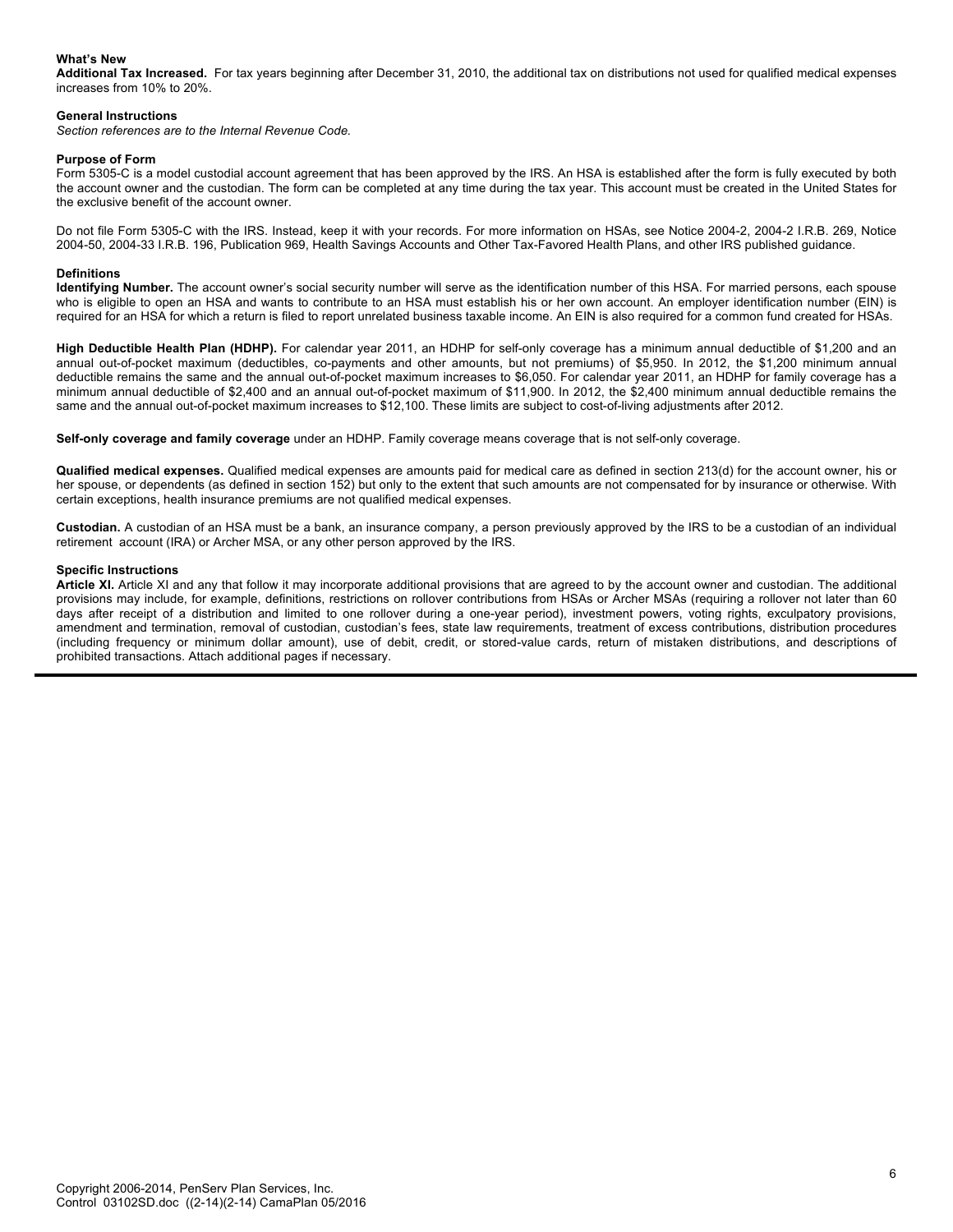**What's New**

**Additional Tax Increased.** For tax years beginning after December 31, 2010, the additional tax on distributions not used for qualified medical expenses increases from 10% to 20%.

**General Instructions**

*Section references are to the Internal Revenue Code.*

**Purpose of Form**

Form 5305-C is a model custodial account agreement that has been approved by the IRS. An HSA is established after the form is fully executed by both the account owner and the custodian. The form can be completed at any time during the tax year. This account must be created in the United States for the exclusive benefit of the account owner.

Do not file Form 5305-C with the IRS. Instead, keep it with your records. For more information on HSAs, see Notice 2004-2, 2004-2 I.R.B. 269, Notice 2004-50, 2004-33 I.R.B. 196, Publication 969, Health Savings Accounts and Other Tax-Favored Health Plans, and other IRS published guidance.

**Definitions**

**Identifying Number.** The account owner's social security number will serve as the identification number of this HSA. For married persons, each spouse who is eligible to open an HSA and wants to contribute to an HSA must establish his or her own account. An employer identification number (EIN) is required for an HSA for which a return is filed to report unrelated business taxable income. An EIN is also required for a common fund created for HSAs.

**High Deductible Health Plan (HDHP).** For calendar year 2011, an HDHP for self-only coverage has a minimum annual deductible of $1,200 and an annual out-of-pocket maximum (deductibles, co-payments and other amounts, but not premiums) of $5,950. In 2012, the $1,200 minimum annual deductible remains the same and the annual out-of-pocket maximum increases to $6,050. For calendar year 2011, an HDHP for family coverage has a minimum annual deductible of $2,400 and an annual out-of-pocket maximum of $11,900. In 2012, the $2,400 minimum annual deductible remains the same and the annual out-of-pocket maximum increases to $12,100. These limits are subject to cost-of-living adjustments after 2012.

**Self-only coverage and family coverage** under an HDHP. Family coverage means coverage that is not self-only coverage.

**Qualified medical expenses.** Qualified medical expenses are amounts paid for medical care as defined in section 213(d) for the account owner, his or her spouse, or dependents (as defined in section 152) but only to the extent that such amounts are not compensated for by insurance or otherwise. With certain exceptions, health insurance premiums are not qualified medical expenses.

**Custodian.** A custodian of an HSA must be a bank, an insurance company, a person previously approved by the IRS to be a custodian of an individual retirement account (IRA) or Archer MSA, or any other person approved by the IRS.

**Specific Instructions**

**Article XI.** Article XI and any that follow it may incorporate additional provisions that are agreed to by the account owner and custodian. The additional provisions may include, for example, definitions, restrictions on rollover contributions from HSAs or Archer MSAs (requiring a rollover not later than 60 days after receipt of a distribution and limited to one rollover during a one-year period), investment powers, voting rights, exculpatory provisions, amendment and termination, removal of custodian, custodian's fees, state law requirements, treatment of excess contributions, distribution procedures (including frequency or minimum dollar amount), use of debit, credit, or stored-value cards, return of mistaken distributions, and descriptions of prohibited transactions. Attach additional pages if necessary.

---

Copyright 2006-2014, PenServ Plan Services, Inc.
Control 03102SD.doc ((2-14)(2-14) CamaPlan 05/2016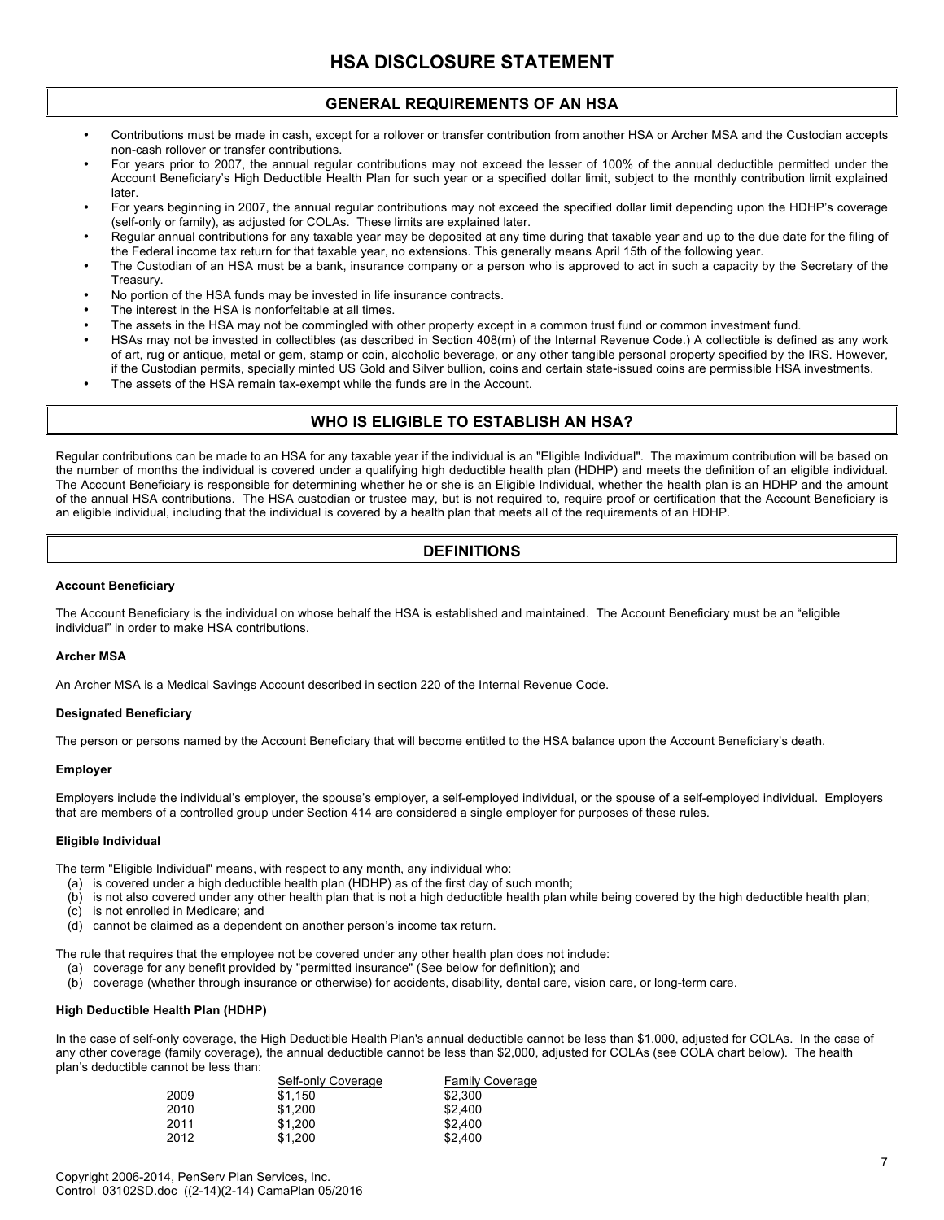# HSA DISCLOSURE STATEMENT

## GENERAL REQUIREMENTS OF AN HSA

- Contributions must be made in cash, except for a rollover or transfer contribution from another HSA or Archer MSA and the Custodian accepts non-cash rollover or transfer contributions.
- For years prior to 2007, the annual regular contributions may not exceed the lesser of 100% of the annual deductible permitted under the Account Beneficiary's High Deductible Health Plan for such year or a specified dollar limit, subject to the monthly contribution limit explained later.
- For years beginning in 2007, the annual regular contributions may not exceed the specified dollar limit depending upon the HDHP's coverage (self-only or family), as adjusted for COLAs. These limits are explained later.
- Regular annual contributions for any taxable year may be deposited at any time during that taxable year and up to the due date for the filing of the Federal income tax return for that taxable year, no extensions. This generally means April 15th of the following year.
- The Custodian of an HSA must be a bank, insurance company or a person who is approved to act in such a capacity by the Secretary of the Treasury.
- No portion of the HSA funds may be invested in life insurance contracts.
- The interest in the HSA is nonforfeitable at all times.
- The assets in the HSA may not be commingled with other property except in a common trust fund or common investment fund.
- HSAs may not be invested in collectibles (as described in Section 408(m) of the Internal Revenue Code.) A collectible is defined as any work of art, rug or antique, metal or gem, stamp or coin, alcoholic beverage, or any other tangible personal property specified by the IRS. However, if the Custodian permits, specially minted US Gold and Silver bullion, coins and certain state-issued coins are permissible HSA investments.
- The assets of the HSA remain tax-exempt while the funds are in the Account.

## WHO IS ELIGIBLE TO ESTABLISH AN HSA?

Regular contributions can be made to an HSA for any taxable year if the individual is an "Eligible Individual". The maximum contribution will be based on the number of months the individual is covered under a qualifying high deductible health plan (HDHP) and meets the definition of an eligible individual. The Account Beneficiary is responsible for determining whether he or she is an Eligible Individual, whether the health plan is an HDHP and the amount of the annual HSA contributions. The HSA custodian or trustee may, but is not required to, require proof or certification that the Account Beneficiary is an eligible individual, including that the individual is covered by a health plan that meets all of the requirements of an HDHP.

## DEFINITIONS

**Account Beneficiary**

The Account Beneficiary is the individual on whose behalf the HSA is established and maintained. The Account Beneficiary must be an "eligible individual" in order to make HSA contributions.

**Archer MSA**

An Archer MSA is a Medical Savings Account described in section 220 of the Internal Revenue Code.

**Designated Beneficiary**

The person or persons named by the Account Beneficiary that will become entitled to the HSA balance upon the Account Beneficiary's death.

**Employer**

Employers include the individual's employer, the spouse's employer, a self-employed individual, or the spouse of a self-employed individual. Employers that are members of a controlled group under Section 414 are considered a single employer for purposes of these rules.

**Eligible Individual**

The term "Eligible Individual" means, with respect to any month, any individual who:

(a) is covered under a high deductible health plan (HDHP) as of the first day of such month;
(b) is not also covered under any other health plan that is not a high deductible health plan while being covered by the high deductible health plan;
(c) is not enrolled in Medicare; and
(d) cannot be claimed as a dependent on another person's income tax return.

The rule that requires that the employee not be covered under any other health plan does not include:

(a) coverage for any benefit provided by "permitted insurance" (See below for definition); and
(b) coverage (whether through insurance or otherwise) for accidents, disability, dental care, vision care, or long-term care.

**High Deductible Health Plan (HDHP)**

In the case of self-only coverage, the High Deductible Health Plan's annual deductible cannot be less than $1,000, adjusted for COLAs. In the case of any other coverage (family coverage), the annual deductible cannot be less than $2,000, adjusted for COLAs (see COLA chart below). The health plan's deductible cannot be less than:

| | Self-only Coverage | Family Coverage |
|---|---|---|
| 2009 | $1,150 | $2,300 |
| 2010 | $1,200 | $2,400 |
| 2011 | $1,200 | $2,400 |
| 2012 | $1,200 | $2,400 |

Copyright 2006-2014, PenServ Plan Services, Inc.
Control 03102SD.doc ((2-14)(2-14) CamaPlan 05/2016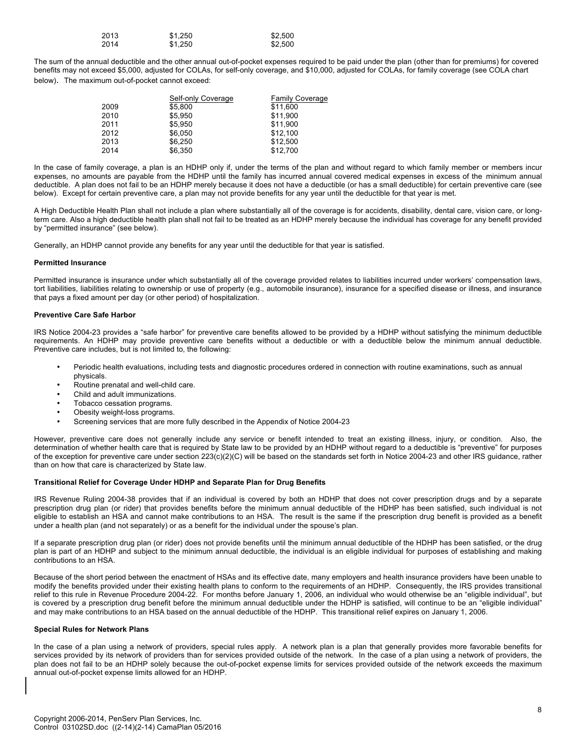| | | |
|---|---|---|
| 2013 | $1,250 | $2,500 |
| 2014 | $1,250 | $2,500 |

The sum of the annual deductible and the other annual out-of-pocket expenses required to be paid under the plan (other than for premiums) for covered benefits may not exceed $5,000, adjusted for COLAs, for self-only coverage, and $10,000, adjusted for COLAs, for family coverage (see COLA chart below). The maximum out-of-pocket cannot exceed:

| | Self-only Coverage | Family Coverage |
|---|---|---|
| 2009 | $5,800 | $11,600 |
| 2010 | $5,950 | $11,900 |
| 2011 | $5,950 | $11,900 |
| 2012 | $6,050 | $12,100 |
| 2013 | $6,250 | $12,500 |
| 2014 | $6,350 | $12,700 |

In the case of family coverage, a plan is an HDHP only if, under the terms of the plan and without regard to which family member or members incur expenses, no amounts are payable from the HDHP until the family has incurred annual covered medical expenses in excess of the minimum annual deductible. A plan does not fail to be an HDHP merely because it does not have a deductible (or has a small deductible) for certain preventive care (see below). Except for certain preventive care, a plan may not provide benefits for any year until the deductible for that year is met.

A High Deductible Health Plan shall not include a plan where substantially all of the coverage is for accidents, disability, dental care, vision care, or long-term care. Also a high deductible health plan shall not fail to be treated as an HDHP merely because the individual has coverage for any benefit provided by "permitted insurance" (see below).

Generally, an HDHP cannot provide any benefits for any year until the deductible for that year is satisfied.

**Permitted Insurance**

Permitted insurance is insurance under which substantially all of the coverage provided relates to liabilities incurred under workers' compensation laws, tort liabilities, liabilities relating to ownership or use of property (e.g., automobile insurance), insurance for a specified disease or illness, and insurance that pays a fixed amount per day (or other period) of hospitalization.

**Preventive Care Safe Harbor**

IRS Notice 2004-23 provides a "safe harbor" for preventive care benefits allowed to be provided by a HDHP without satisfying the minimum deductible requirements. An HDHP may provide preventive care benefits without a deductible or with a deductible below the minimum annual deductible. Preventive care includes, but is not limited to, the following:

- Periodic health evaluations, including tests and diagnostic procedures ordered in connection with routine examinations, such as annual physicals.
- Routine prenatal and well-child care.
- Child and adult immunizations.
- Tobacco cessation programs.
- Obesity weight-loss programs.
- Screening services that are more fully described in the Appendix of Notice 2004-23

However, preventive care does not generally include any service or benefit intended to treat an existing illness, injury, or condition. Also, the determination of whether health care that is required by State law to be provided by an HDHP without regard to a deductible is "preventive" for purposes of the exception for preventive care under section 223(c)(2)(C) will be based on the standards set forth in Notice 2004-23 and other IRS guidance, rather than on how that care is characterized by State law.

**Transitional Relief for Coverage Under HDHP and Separate Plan for Drug Benefits**

IRS Revenue Ruling 2004-38 provides that if an individual is covered by both an HDHP that does not cover prescription drugs and by a separate prescription drug plan (or rider) that provides benefits before the minimum annual deductible of the HDHP has been satisfied, such individual is not eligible to establish an HSA and cannot make contributions to an HSA. The result is the same if the prescription drug benefit is provided as a benefit under a health plan (and not separately) or as a benefit for the individual under the spouse's plan.

If a separate prescription drug plan (or rider) does not provide benefits until the minimum annual deductible of the HDHP has been satisfied, or the drug plan is part of an HDHP and subject to the minimum annual deductible, the individual is an eligible individual for purposes of establishing and making contributions to an HSA.

Because of the short period between the enactment of HSAs and its effective date, many employers and health insurance providers have been unable to modify the benefits provided under their existing health plans to conform to the requirements of an HDHP. Consequently, the IRS provides transitional relief to this rule in Revenue Procedure 2004-22. For months before January 1, 2006, an individual who would otherwise be an "eligible individual", but is covered by a prescription drug benefit before the minimum annual deductible under the HDHP is satisfied, will continue to be an "eligible individual" and may make contributions to an HSA based on the annual deductible of the HDHP. This transitional relief expires on January 1, 2006.

**Special Rules for Network Plans**

In the case of a plan using a network of providers, special rules apply. A network plan is a plan that generally provides more favorable benefits for services provided by its network of providers than for services provided outside of the network. In the case of a plan using a network of providers, the plan does not fail to be an HDHP solely because the out-of-pocket expense limits for services provided outside of the network exceeds the maximum annual out-of-pocket expense limits allowed for an HDHP.

Copyright 2006-2014, PenServ Plan Services, Inc.
Control 03102SD.doc ((2-14)(2-14) CamaPlan 05/2016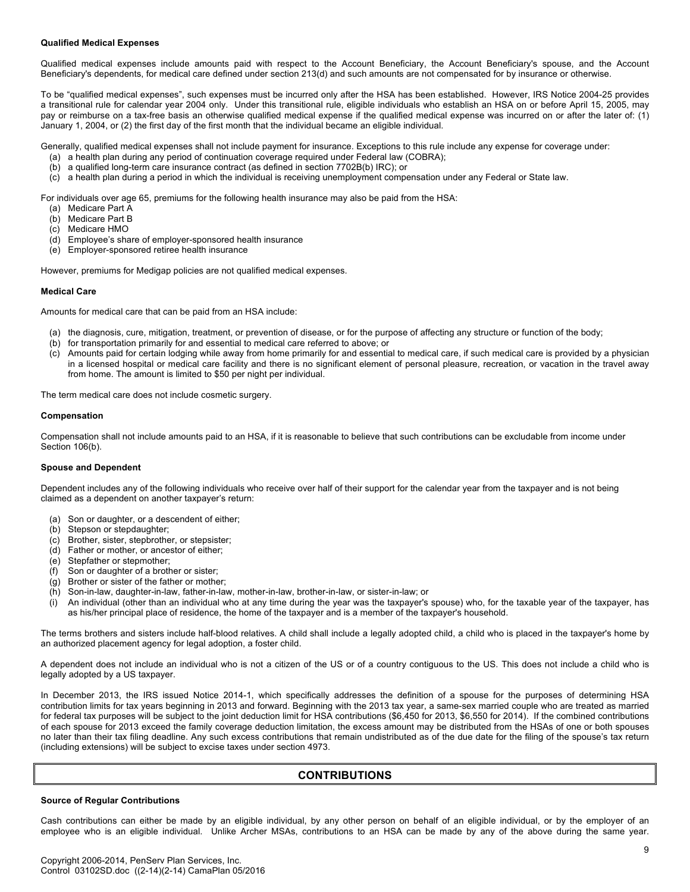**Qualified Medical Expenses**

Qualified medical expenses include amounts paid with respect to the Account Beneficiary, the Account Beneficiary's spouse, and the Account Beneficiary's dependents, for medical care defined under section 213(d) and such amounts are not compensated for by insurance or otherwise.

To be "qualified medical expenses", such expenses must be incurred only after the HSA has been established. However, IRS Notice 2004-25 provides a transitional rule for calendar year 2004 only. Under this transitional rule, eligible individuals who establish an HSA on or before April 15, 2005, may pay or reimburse on a tax-free basis an otherwise qualified medical expense if the qualified medical expense was incurred on or after the later of: (1) January 1, 2004, or (2) the first day of the first month that the individual became an eligible individual.

Generally, qualified medical expenses shall not include payment for insurance. Exceptions to this rule include any expense for coverage under:

(a) a health plan during any period of continuation coverage required under Federal law (COBRA);
(b) a qualified long-term care insurance contract (as defined in section 7702B(b) IRC); or
(c) a health plan during a period in which the individual is receiving unemployment compensation under any Federal or State law.

For individuals over age 65, premiums for the following health insurance may also be paid from the HSA:

(a) Medicare Part A
(b) Medicare Part B
(c) Medicare HMO
(d) Employee's share of employer-sponsored health insurance
(e) Employer-sponsored retiree health insurance

However, premiums for Medigap policies are not qualified medical expenses.

**Medical Care**

Amounts for medical care that can be paid from an HSA include:

(a) the diagnosis, cure, mitigation, treatment, or prevention of disease, or for the purpose of affecting any structure or function of the body;
(b) for transportation primarily for and essential to medical care referred to above; or
(c) Amounts paid for certain lodging while away from home primarily for and essential to medical care, if such medical care is provided by a physician in a licensed hospital or medical care facility and there is no significant element of personal pleasure, recreation, or vacation in the travel away from home. The amount is limited to $50 per night per individual.

The term medical care does not include cosmetic surgery.

**Compensation**

Compensation shall not include amounts paid to an HSA, if it is reasonable to believe that such contributions can be excludable from income under Section 106(b).

**Spouse and Dependent**

Dependent includes any of the following individuals who receive over half of their support for the calendar year from the taxpayer and is not being claimed as a dependent on another taxpayer's return:

(a) Son or daughter, or a descendent of either;
(b) Stepson or stepdaughter;
(c) Brother, sister, stepbrother, or stepsister;
(d) Father or mother, or ancestor of either;
(e) Stepfather or stepmother;
(f) Son or daughter of a brother or sister;
(g) Brother or sister of the father or mother;
(h) Son-in-law, daughter-in-law, father-in-law, mother-in-law, brother-in-law, or sister-in-law; or
(i) An individual (other than an individual who at any time during the year was the taxpayer's spouse) who, for the taxable year of the taxpayer, has as his/her principal place of residence, the home of the taxpayer and is a member of the taxpayer's household.

The terms brothers and sisters include half-blood relatives. A child shall include a legally adopted child, a child who is placed in the taxpayer's home by an authorized placement agency for legal adoption, a foster child.

A dependent does not include an individual who is not a citizen of the US or of a country contiguous to the US. This does not include a child who is legally adopted by a US taxpayer.

In December 2013, the IRS issued Notice 2014-1, which specifically addresses the definition of a spouse for the purposes of determining HSA contribution limits for tax years beginning in 2013 and forward. Beginning with the 2013 tax year, a same-sex married couple who are treated as married for federal tax purposes will be subject to the joint deduction limit for HSA contributions ($6,450 for 2013, $6,550 for 2014). If the combined contributions of each spouse for 2013 exceed the family coverage deduction limitation, the excess amount may be distributed from the HSAs of one or both spouses no later than their tax filing deadline. Any such excess contributions that remain undistributed as of the due date for the filing of the spouse's tax return (including extensions) will be subject to excise taxes under section 4973.

## CONTRIBUTIONS

**Source of Regular Contributions**

Cash contributions can either be made by an eligible individual, by any other person on behalf of an eligible individual, or by the employer of an employee who is an eligible individual. Unlike Archer MSAs, contributions to an HSA can be made by any of the above during the same year.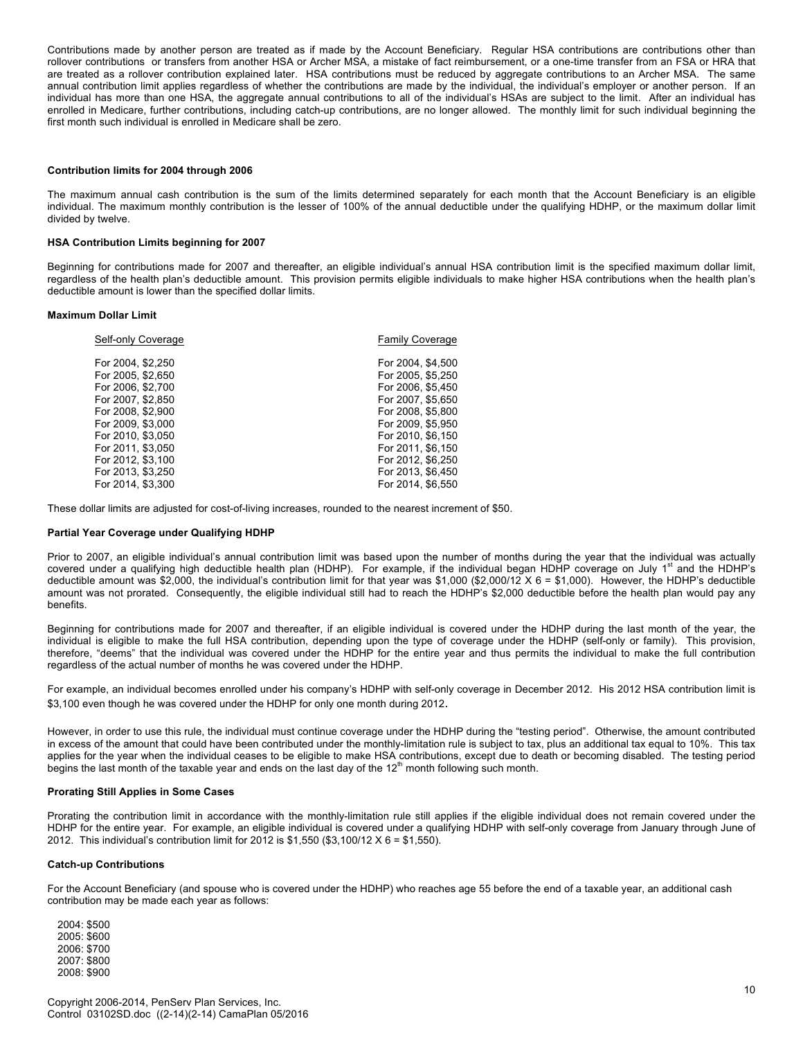Contributions made by another person are treated as if made by the Account Beneficiary. Regular HSA contributions are contributions other than rollover contributions or transfers from another HSA or Archer MSA, a mistake of fact reimbursement, or a one-time transfer from an FSA or HRA that are treated as a rollover contribution explained later. HSA contributions must be reduced by aggregate contributions to an Archer MSA. The same annual contribution limit applies regardless of whether the contributions are made by the individual, the individual's employer or another person. If an individual has more than one HSA, the aggregate annual contributions to all of the individual's HSAs are subject to the limit. After an individual has enrolled in Medicare, further contributions, including catch-up contributions, are no longer allowed. The monthly limit for such individual beginning the first month such individual is enrolled in Medicare shall be zero.

**Contribution limits for 2004 through 2006**

The maximum annual cash contribution is the sum of the limits determined separately for each month that the Account Beneficiary is an eligible individual. The maximum monthly contribution is the lesser of 100% of the annual deductible under the qualifying HDHP, or the maximum dollar limit divided by twelve.

**HSA Contribution Limits beginning for 2007**

Beginning for contributions made for 2007 and thereafter, an eligible individual's annual HSA contribution limit is the specified maximum dollar limit, regardless of the health plan's deductible amount. This provision permits eligible individuals to make higher HSA contributions when the health plan's deductible amount is lower than the specified dollar limits.

**Maximum Dollar Limit**

| Self-only Coverage | Family Coverage |
|---|---|
| For 2004, $2,250 | For 2004, $4,500 |
| For 2005, $2,650 | For 2005, $5,250 |
| For 2006, $2,700 | For 2006, $5,450 |
| For 2007, $2,850 | For 2007, $5,650 |
| For 2008, $2,900 | For 2008, $5,800 |
| For 2009, $3,000 | For 2009, $5,950 |
| For 2010, $3,050 | For 2010, $6,150 |
| For 2011, $3,050 | For 2011, $6,150 |
| For 2012, $3,100 | For 2012, $6,250 |
| For 2013, $3,250 | For 2013, $6,450 |
| For 2014, $3,300 | For 2014, $6,550 |

These dollar limits are adjusted for cost-of-living increases, rounded to the nearest increment of $50.

**Partial Year Coverage under Qualifying HDHP**

Prior to 2007, an eligible individual's annual contribution limit was based upon the number of months during the year that the individual was actually covered under a qualifying high deductible health plan (HDHP). For example, if the individual began HDHP coverage on July 1st and the HDHP's deductible amount was $2,000, the individual's contribution limit for that year was $1,000 ($2,000/12 X 6 = $1,000). However, the HDHP's deductible amount was not prorated. Consequently, the eligible individual still had to reach the HDHP's $2,000 deductible before the health plan would pay any benefits.

Beginning for contributions made for 2007 and thereafter, if an eligible individual is covered under the HDHP during the last month of the year, the individual is eligible to make the full HSA contribution, depending upon the type of coverage under the HDHP (self-only or family). This provision, therefore, "deems" that the individual was covered under the HDHP for the entire year and thus permits the individual to make the full contribution regardless of the actual number of months he was covered under the HDHP.

For example, an individual becomes enrolled under his company's HDHP with self-only coverage in December 2012. His 2012 HSA contribution limit is $3,100 even though he was covered under the HDHP for only one month during 2012.

However, in order to use this rule, the individual must continue coverage under the HDHP during the "testing period". Otherwise, the amount contributed in excess of the amount that could have been contributed under the monthly-limitation rule is subject to tax, plus an additional tax equal to 10%. This tax applies for the year when the individual ceases to be eligible to make HSA contributions, except due to death or becoming disabled. The testing period begins the last month of the taxable year and ends on the last day of the 12th month following such month.

**Prorating Still Applies in Some Cases**

Prorating the contribution limit in accordance with the monthly-limitation rule still applies if the eligible individual does not remain covered under the HDHP for the entire year. For example, an eligible individual is covered under a qualifying HDHP with self-only coverage from January through June of 2012. This individual's contribution limit for 2012 is $1,550 ($3,100/12 X 6 = $1,550).

**Catch-up Contributions**

For the Account Beneficiary (and spouse who is covered under the HDHP) who reaches age 55 before the end of a taxable year, an additional cash contribution may be made each year as follows:

2004: $500
2005: $600
2006: $700
2007: $800
2008: $900

Copyright 2006-2014, PenServ Plan Services, Inc.
Control 03102SD.doc ((2-14)(2-14) CamaPlan 05/2016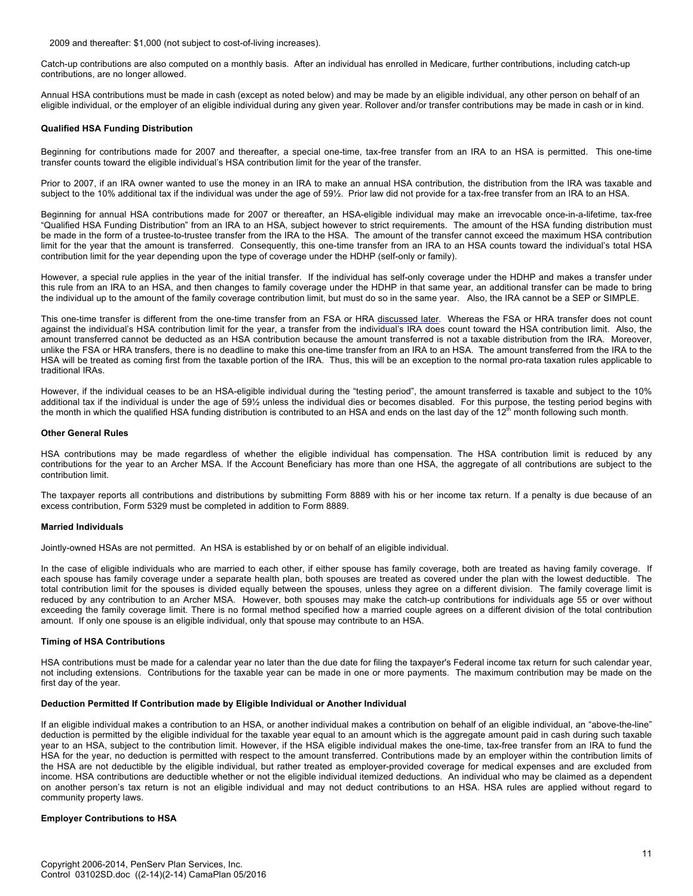2009 and thereafter: $1,000 (not subject to cost-of-living increases).

Catch-up contributions are also computed on a monthly basis. After an individual has enrolled in Medicare, further contributions, including catch-up contributions, are no longer allowed.

Annual HSA contributions must be made in cash (except as noted below) and may be made by an eligible individual, any other person on behalf of an eligible individual, or the employer of an eligible individual during any given year. Rollover and/or transfer contributions may be made in cash or in kind.

**Qualified HSA Funding Distribution**

Beginning for contributions made for 2007 and thereafter, a special one-time, tax-free transfer from an IRA to an HSA is permitted. This one-time transfer counts toward the eligible individual's HSA contribution limit for the year of the transfer.

Prior to 2007, if an IRA owner wanted to use the money in an IRA to make an annual HSA contribution, the distribution from the IRA was taxable and subject to the 10% additional tax if the individual was under the age of 59½. Prior law did not provide for a tax-free transfer from an IRA to an HSA.

Beginning for annual HSA contributions made for 2007 or thereafter, an HSA-eligible individual may make an irrevocable once-in-a-lifetime, tax-free "Qualified HSA Funding Distribution" from an IRA to an HSA, subject however to strict requirements. The amount of the HSA funding distribution must be made in the form of a trustee-to-trustee transfer from the IRA to the HSA. The amount of the transfer cannot exceed the maximum HSA contribution limit for the year that the amount is transferred. Consequently, this one-time transfer from an IRA to an HSA counts toward the individual's total HSA contribution limit for the year depending upon the type of coverage under the HDHP (self-only or family).

However, a special rule applies in the year of the initial transfer. If the individual has self-only coverage under the HDHP and makes a transfer under this rule from an IRA to an HSA, and then changes to family coverage under the HDHP in that same year, an additional transfer can be made to bring the individual up to the amount of the family coverage contribution limit, but must do so in the same year. Also, the IRA cannot be a SEP or SIMPLE.

This one-time transfer is different from the one-time transfer from an FSA or HRA discussed later. Whereas the FSA or HRA transfer does not count against the individual's HSA contribution limit for the year, a transfer from the individual's IRA does count toward the HSA contribution limit. Also, the amount transferred cannot be deducted as an HSA contribution because the amount transferred is not a taxable distribution from the IRA. Moreover, unlike the FSA or HRA transfers, there is no deadline to make this one-time transfer from an IRA to an HSA. The amount transferred from the IRA to the HSA will be treated as coming first from the taxable portion of the IRA. Thus, this will be an exception to the normal pro-rata taxation rules applicable to traditional IRAs.

However, if the individual ceases to be an HSA-eligible individual during the "testing period", the amount transferred is taxable and subject to the 10% additional tax if the individual is under the age of 59½ unless the individual dies or becomes disabled. For this purpose, the testing period begins with the month in which the qualified HSA funding distribution is contributed to an HSA and ends on the last day of the 12th month following such month.

**Other General Rules**

HSA contributions may be made regardless of whether the eligible individual has compensation. The HSA contribution limit is reduced by any contributions for the year to an Archer MSA. If the Account Beneficiary has more than one HSA, the aggregate of all contributions are subject to the contribution limit.

The taxpayer reports all contributions and distributions by submitting Form 8889 with his or her income tax return. If a penalty is due because of an excess contribution, Form 5329 must be completed in addition to Form 8889.

**Married Individuals**

Jointly-owned HSAs are not permitted. An HSA is established by or on behalf of an eligible individual.

In the case of eligible individuals who are married to each other, if either spouse has family coverage, both are treated as having family coverage. If each spouse has family coverage under a separate health plan, both spouses are treated as covered under the plan with the lowest deductible. The total contribution limit for the spouses is divided equally between the spouses, unless they agree on a different division. The family coverage limit is reduced by any contribution to an Archer MSA. However, both spouses may make the catch-up contributions for individuals age 55 or over without exceeding the family coverage limit. There is no formal method specified how a married couple agrees on a different division of the total contribution amount. If only one spouse is an eligible individual, only that spouse may contribute to an HSA.

**Timing of HSA Contributions**

HSA contributions must be made for a calendar year no later than the due date for filing the taxpayer's Federal income tax return for such calendar year, not including extensions. Contributions for the taxable year can be made in one or more payments. The maximum contribution may be made on the first day of the year.

**Deduction Permitted If Contribution made by Eligible Individual or Another Individual**

If an eligible individual makes a contribution to an HSA, or another individual makes a contribution on behalf of an eligible individual, an "above-the-line" deduction is permitted by the eligible individual for the taxable year equal to an amount which is the aggregate amount paid in cash during such taxable year to an HSA, subject to the contribution limit. However, if the HSA eligible individual makes the one-time, tax-free transfer from an IRA to fund the HSA for the year, no deduction is permitted with respect to the amount transferred. Contributions made by an employer within the contribution limits of the HSA are not deductible by the eligible individual, but rather treated as employer-provided coverage for medical expenses and are excluded from income. HSA contributions are deductible whether or not the eligible individual itemized deductions. An individual who may be claimed as a dependent on another person's tax return is not an eligible individual and may not deduct contributions to an HSA. HSA rules are applied without regard to community property laws.

**Employer Contributions to HSA**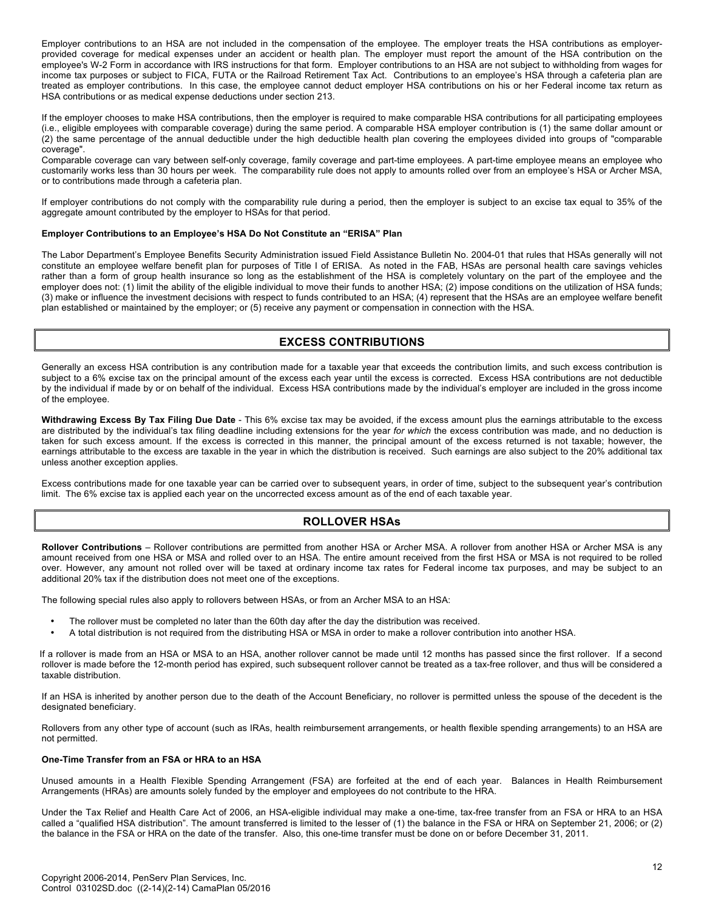Employer contributions to an HSA are not included in the compensation of the employee. The employer treats the HSA contributions as employer-provided coverage for medical expenses under an accident or health plan. The employer must report the amount of the HSA contribution on the employee's W-2 Form in accordance with IRS instructions for that form. Employer contributions to an HSA are not subject to withholding from wages for income tax purposes or subject to FICA, FUTA or the Railroad Retirement Tax Act. Contributions to an employee's HSA through a cafeteria plan are treated as employer contributions. In this case, the employee cannot deduct employer HSA contributions on his or her Federal income tax return as HSA contributions or as medical expense deductions under section 213.

If the employer chooses to make HSA contributions, then the employer is required to make comparable HSA contributions for all participating employees (i.e., eligible employees with comparable coverage) during the same period. A comparable HSA employer contribution is (1) the same dollar amount or (2) the same percentage of the annual deductible under the high deductible health plan covering the employees divided into groups of "comparable coverage".

Comparable coverage can vary between self-only coverage, family coverage and part-time employees. A part-time employee means an employee who customarily works less than 30 hours per week. The comparability rule does not apply to amounts rolled over from an employee's HSA or Archer MSA, or to contributions made through a cafeteria plan.

If employer contributions do not comply with the comparability rule during a period, then the employer is subject to an excise tax equal to 35% of the aggregate amount contributed by the employer to HSAs for that period.

**Employer Contributions to an Employee's HSA Do Not Constitute an "ERISA" Plan**

The Labor Department's Employee Benefits Security Administration issued Field Assistance Bulletin No. 2004-01 that rules that HSAs generally will not constitute an employee welfare benefit plan for purposes of Title I of ERISA. As noted in the FAB, HSAs are personal health care savings vehicles rather than a form of group health insurance so long as the establishment of the HSA is completely voluntary on the part of the employee and the employer does not: (1) limit the ability of the eligible individual to move their funds to another HSA; (2) impose conditions on the utilization of HSA funds; (3) make or influence the investment decisions with respect to funds contributed to an HSA; (4) represent that the HSAs are an employee welfare benefit plan established or maintained by the employer; or (5) receive any payment or compensation in connection with the HSA.

## EXCESS CONTRIBUTIONS

Generally an excess HSA contribution is any contribution made for a taxable year that exceeds the contribution limits, and such excess contribution is subject to a 6% excise tax on the principal amount of the excess each year until the excess is corrected. Excess HSA contributions are not deductible by the individual if made by or on behalf of the individual. Excess HSA contributions made by the individual's employer are included in the gross income of the employee.

**Withdrawing Excess By Tax Filing Due Date** - This 6% excise tax may be avoided, if the excess amount plus the earnings attributable to the excess are distributed by the individual's tax filing deadline including extensions for the year *for which* the excess contribution was made, and no deduction is taken for such excess amount. If the excess is corrected in this manner, the principal amount of the excess returned is not taxable; however, the earnings attributable to the excess are taxable in the year in which the distribution is received. Such earnings are also subject to the 20% additional tax unless another exception applies.

Excess contributions made for one taxable year can be carried over to subsequent years, in order of time, subject to the subsequent year's contribution limit. The 6% excise tax is applied each year on the uncorrected excess amount as of the end of each taxable year.

## ROLLOVER HSAs

**Rollover Contributions** – Rollover contributions are permitted from another HSA or Archer MSA. A rollover from another HSA or Archer MSA is any amount received from one HSA or MSA and rolled over to an HSA. The entire amount received from the first HSA or MSA is not required to be rolled over. However, any amount not rolled over will be taxed at ordinary income tax rates for Federal income tax purposes, and may be subject to an additional 20% tax if the distribution does not meet one of the exceptions.

The following special rules also apply to rollovers between HSAs, or from an Archer MSA to an HSA:

- The rollover must be completed no later than the 60th day after the day the distribution was received.
- A total distribution is not required from the distributing HSA or MSA in order to make a rollover contribution into another HSA.

If a rollover is made from an HSA or MSA to an HSA, another rollover cannot be made until 12 months has passed since the first rollover. If a second rollover is made before the 12-month period has expired, such subsequent rollover cannot be treated as a tax-free rollover, and thus will be considered a taxable distribution.

If an HSA is inherited by another person due to the death of the Account Beneficiary, no rollover is permitted unless the spouse of the decedent is the designated beneficiary.

Rollovers from any other type of account (such as IRAs, health reimbursement arrangements, or health flexible spending arrangements) to an HSA are not permitted.

**One-Time Transfer from an FSA or HRA to an HSA**

Unused amounts in a Health Flexible Spending Arrangement (FSA) are forfeited at the end of each year. Balances in Health Reimbursement Arrangements (HRAs) are amounts solely funded by the employer and employees do not contribute to the HRA.

Under the Tax Relief and Health Care Act of 2006, an HSA-eligible individual may make a one-time, tax-free transfer from an FSA or HRA to an HSA called a "qualified HSA distribution". The amount transferred is limited to the lesser of (1) the balance in the FSA or HRA on September 21, 2006; or (2) the balance in the FSA or HRA on the date of the transfer. Also, this one-time transfer must be done on or before December 31, 2011.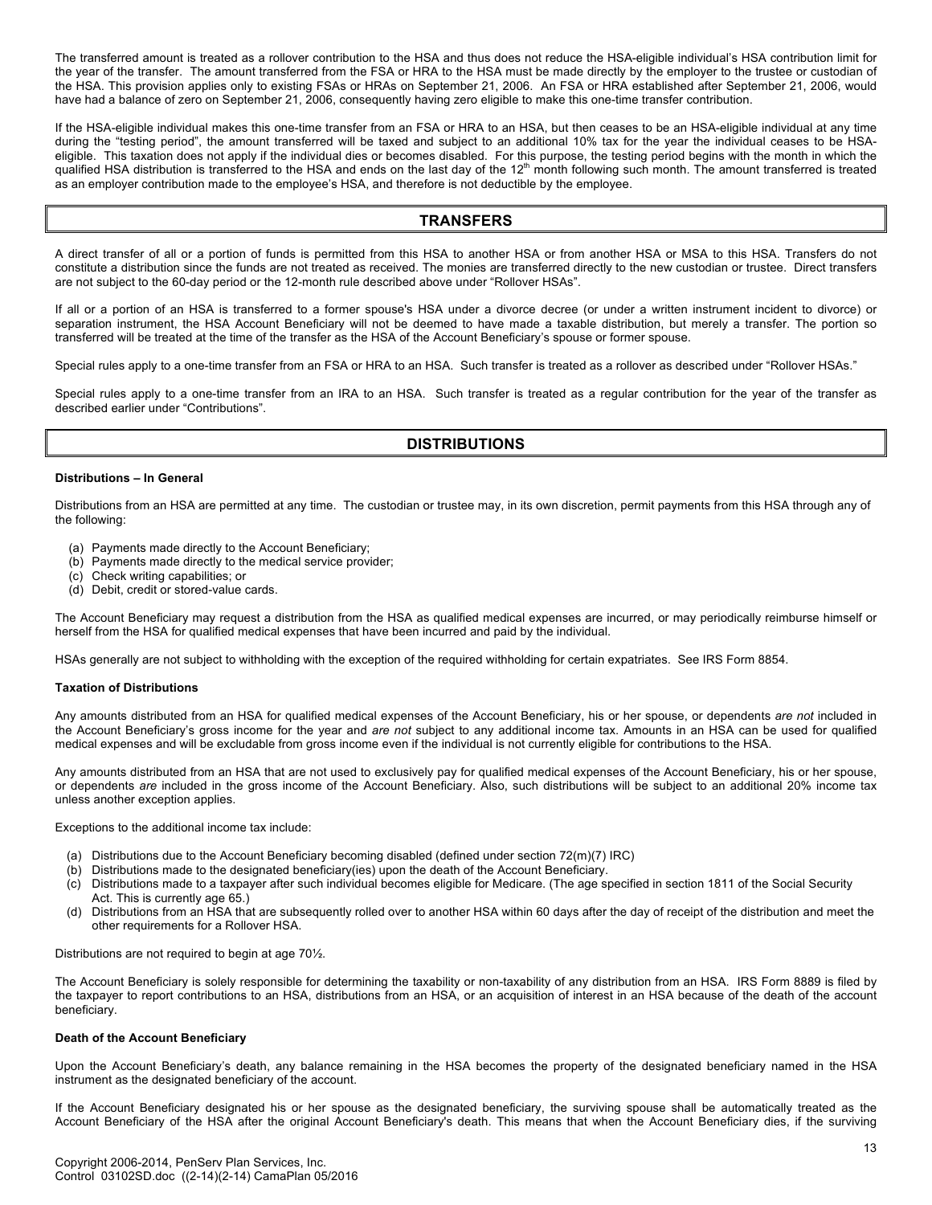The transferred amount is treated as a rollover contribution to the HSA and thus does not reduce the HSA-eligible individual's HSA contribution limit for the year of the transfer. The amount transferred from the FSA or HRA to the HSA must be made directly by the employer to the trustee or custodian of the HSA. This provision applies only to existing FSAs or HRAs on September 21, 2006. An FSA or HRA established after September 21, 2006, would have had a balance of zero on September 21, 2006, consequently having zero eligible to make this one-time transfer contribution.

If the HSA-eligible individual makes this one-time transfer from an FSA or HRA to an HSA, but then ceases to be an HSA-eligible individual at any time during the "testing period", the amount transferred will be taxed and subject to an additional 10% tax for the year the individual ceases to be HSA-eligible. This taxation does not apply if the individual dies or becomes disabled. For this purpose, the testing period begins with the month in which the qualified HSA distribution is transferred to the HSA and ends on the last day of the 12th month following such month. The amount transferred is treated as an employer contribution made to the employee's HSA, and therefore is not deductible by the employee.

## TRANSFERS

A direct transfer of all or a portion of funds is permitted from this HSA to another HSA or from another HSA or MSA to this HSA. Transfers do not constitute a distribution since the funds are not treated as received. The monies are transferred directly to the new custodian or trustee. Direct transfers are not subject to the 60-day period or the 12-month rule described above under "Rollover HSAs".

If all or a portion of an HSA is transferred to a former spouse's HSA under a divorce decree (or under a written instrument incident to divorce) or separation instrument, the HSA Account Beneficiary will not be deemed to have made a taxable distribution, but merely a transfer. The portion so transferred will be treated at the time of the transfer as the HSA of the Account Beneficiary's spouse or former spouse.

Special rules apply to a one-time transfer from an FSA or HRA to an HSA. Such transfer is treated as a rollover as described under "Rollover HSAs."

Special rules apply to a one-time transfer from an IRA to an HSA. Such transfer is treated as a regular contribution for the year of the transfer as described earlier under "Contributions".

## DISTRIBUTIONS

**Distributions – In General**

Distributions from an HSA are permitted at any time. The custodian or trustee may, in its own discretion, permit payments from this HSA through any of the following:

(a) Payments made directly to the Account Beneficiary;
(b) Payments made directly to the medical service provider;
(c) Check writing capabilities; or
(d) Debit, credit or stored-value cards.

The Account Beneficiary may request a distribution from the HSA as qualified medical expenses are incurred, or may periodically reimburse himself or herself from the HSA for qualified medical expenses that have been incurred and paid by the individual.

HSAs generally are not subject to withholding with the exception of the required withholding for certain expatriates. See IRS Form 8854.

**Taxation of Distributions**

Any amounts distributed from an HSA for qualified medical expenses of the Account Beneficiary, his or her spouse, or dependents *are not* included in the Account Beneficiary's gross income for the year and *are not* subject to any additional income tax. Amounts in an HSA can be used for qualified medical expenses and will be excludable from gross income even if the individual is not currently eligible for contributions to the HSA.

Any amounts distributed from an HSA that are not used to exclusively pay for qualified medical expenses of the Account Beneficiary, his or her spouse, or dependents *are* included in the gross income of the Account Beneficiary. Also, such distributions will be subject to an additional 20% income tax unless another exception applies.

Exceptions to the additional income tax include:

(a) Distributions due to the Account Beneficiary becoming disabled (defined under section 72(m)(7) IRC)
(b) Distributions made to the designated beneficiary(ies) upon the death of the Account Beneficiary.
(c) Distributions made to a taxpayer after such individual becomes eligible for Medicare. (The age specified in section 1811 of the Social Security Act. This is currently age 65.)
(d) Distributions from an HSA that are subsequently rolled over to another HSA within 60 days after the day of receipt of the distribution and meet the other requirements for a Rollover HSA.

Distributions are not required to begin at age 70½.

The Account Beneficiary is solely responsible for determining the taxability or non-taxability of any distribution from an HSA. IRS Form 8889 is filed by the taxpayer to report contributions to an HSA, distributions from an HSA, or an acquisition of interest in an HSA because of the death of the account beneficiary.

**Death of the Account Beneficiary**

Upon the Account Beneficiary's death, any balance remaining in the HSA becomes the property of the designated beneficiary named in the HSA instrument as the designated beneficiary of the account.

If the Account Beneficiary designated his or her spouse as the designated beneficiary, the surviving spouse shall be automatically treated as the Account Beneficiary of the HSA after the original Account Beneficiary's death. This means that when the Account Beneficiary dies, if the surviving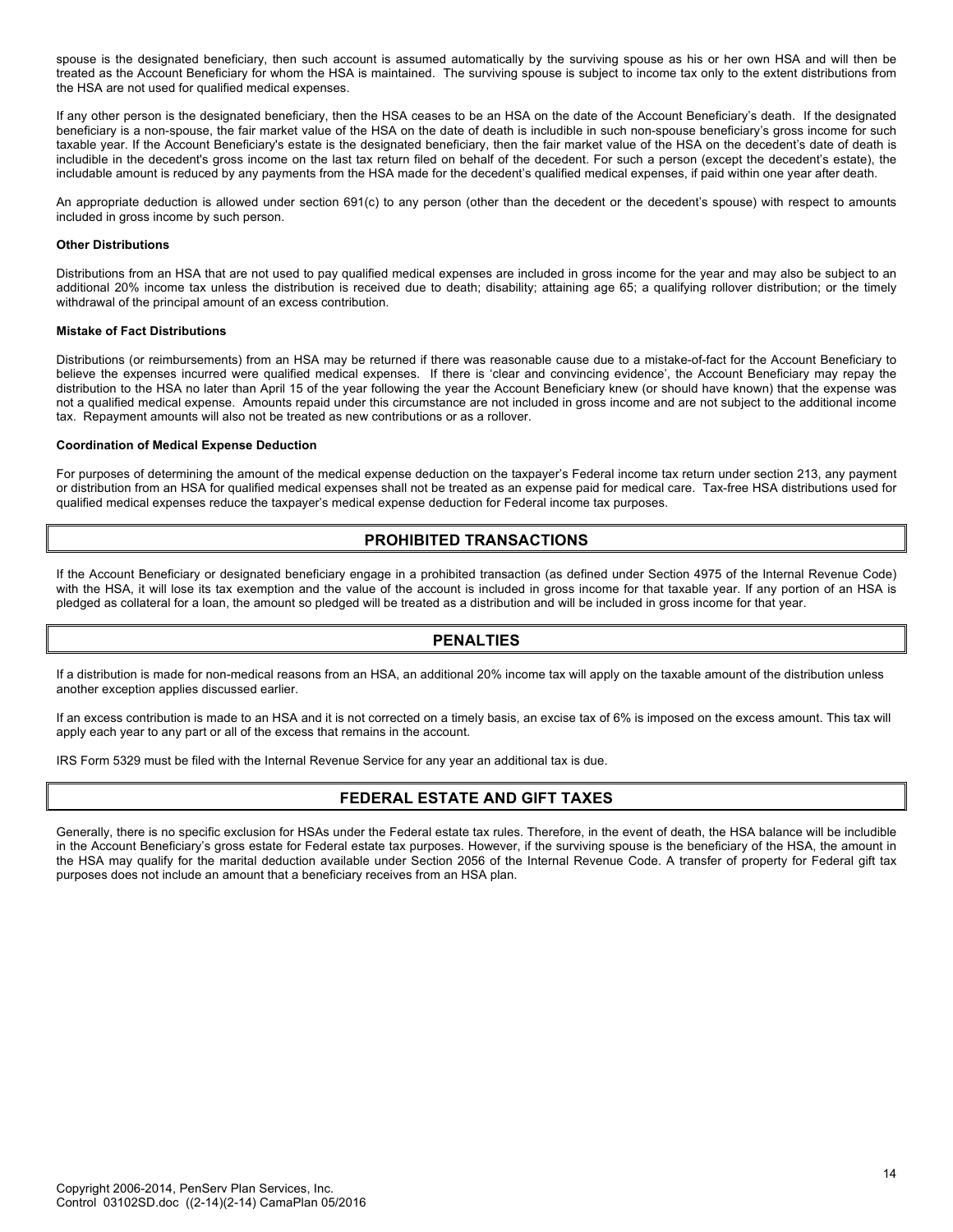spouse is the designated beneficiary, then such account is assumed automatically by the surviving spouse as his or her own HSA and will then be treated as the Account Beneficiary for whom the HSA is maintained. The surviving spouse is subject to income tax only to the extent distributions from the HSA are not used for qualified medical expenses.

If any other person is the designated beneficiary, then the HSA ceases to be an HSA on the date of the Account Beneficiary's death. If the designated beneficiary is a non-spouse, the fair market value of the HSA on the date of death is includible in such non-spouse beneficiary's gross income for such taxable year. If the Account Beneficiary's estate is the designated beneficiary, then the fair market value of the HSA on the decedent's date of death is includible in the decedent's gross income on the last tax return filed on behalf of the decedent. For such a person (except the decedent's estate), the includable amount is reduced by any payments from the HSA made for the decedent's qualified medical expenses, if paid within one year after death.

An appropriate deduction is allowed under section 691(c) to any person (other than the decedent or the decedent's spouse) with respect to amounts included in gross income by such person.

**Other Distributions**

Distributions from an HSA that are not used to pay qualified medical expenses are included in gross income for the year and may also be subject to an additional 20% income tax unless the distribution is received due to death; disability; attaining age 65; a qualifying rollover distribution; or the timely withdrawal of the principal amount of an excess contribution.

**Mistake of Fact Distributions**

Distributions (or reimbursements) from an HSA may be returned if there was reasonable cause due to a mistake-of-fact for the Account Beneficiary to believe the expenses incurred were qualified medical expenses. If there is 'clear and convincing evidence', the Account Beneficiary may repay the distribution to the HSA no later than April 15 of the year following the year the Account Beneficiary knew (or should have known) that the expense was not a qualified medical expense. Amounts repaid under this circumstance are not included in gross income and are not subject to the additional income tax. Repayment amounts will also not be treated as new contributions or as a rollover.

**Coordination of Medical Expense Deduction**

For purposes of determining the amount of the medical expense deduction on the taxpayer's Federal income tax return under section 213, any payment or distribution from an HSA for qualified medical expenses shall not be treated as an expense paid for medical care. Tax-free HSA distributions used for qualified medical expenses reduce the taxpayer's medical expense deduction for Federal income tax purposes.

## PROHIBITED TRANSACTIONS

If the Account Beneficiary or designated beneficiary engage in a prohibited transaction (as defined under Section 4975 of the Internal Revenue Code) with the HSA, it will lose its tax exemption and the value of the account is included in gross income for that taxable year. If any portion of an HSA is pledged as collateral for a loan, the amount so pledged will be treated as a distribution and will be included in gross income for that year.

## PENALTIES

If a distribution is made for non-medical reasons from an HSA, an additional 20% income tax will apply on the taxable amount of the distribution unless another exception applies discussed earlier.

If an excess contribution is made to an HSA and it is not corrected on a timely basis, an excise tax of 6% is imposed on the excess amount. This tax will apply each year to any part or all of the excess that remains in the account.

IRS Form 5329 must be filed with the Internal Revenue Service for any year an additional tax is due.

## FEDERAL ESTATE AND GIFT TAXES

Generally, there is no specific exclusion for HSAs under the Federal estate tax rules. Therefore, in the event of death, the HSA balance will be includible in the Account Beneficiary's gross estate for Federal estate tax purposes. However, if the surviving spouse is the beneficiary of the HSA, the amount in the HSA may qualify for the marital deduction available under Section 2056 of the Internal Revenue Code. A transfer of property for Federal gift tax purposes does not include an amount that a beneficiary receives from an HSA plan.

Copyright 2006-2014, PenServ Plan Services, Inc.
Control 03102SD.doc ((2-14)(2-14) CamaPlan 05/2016